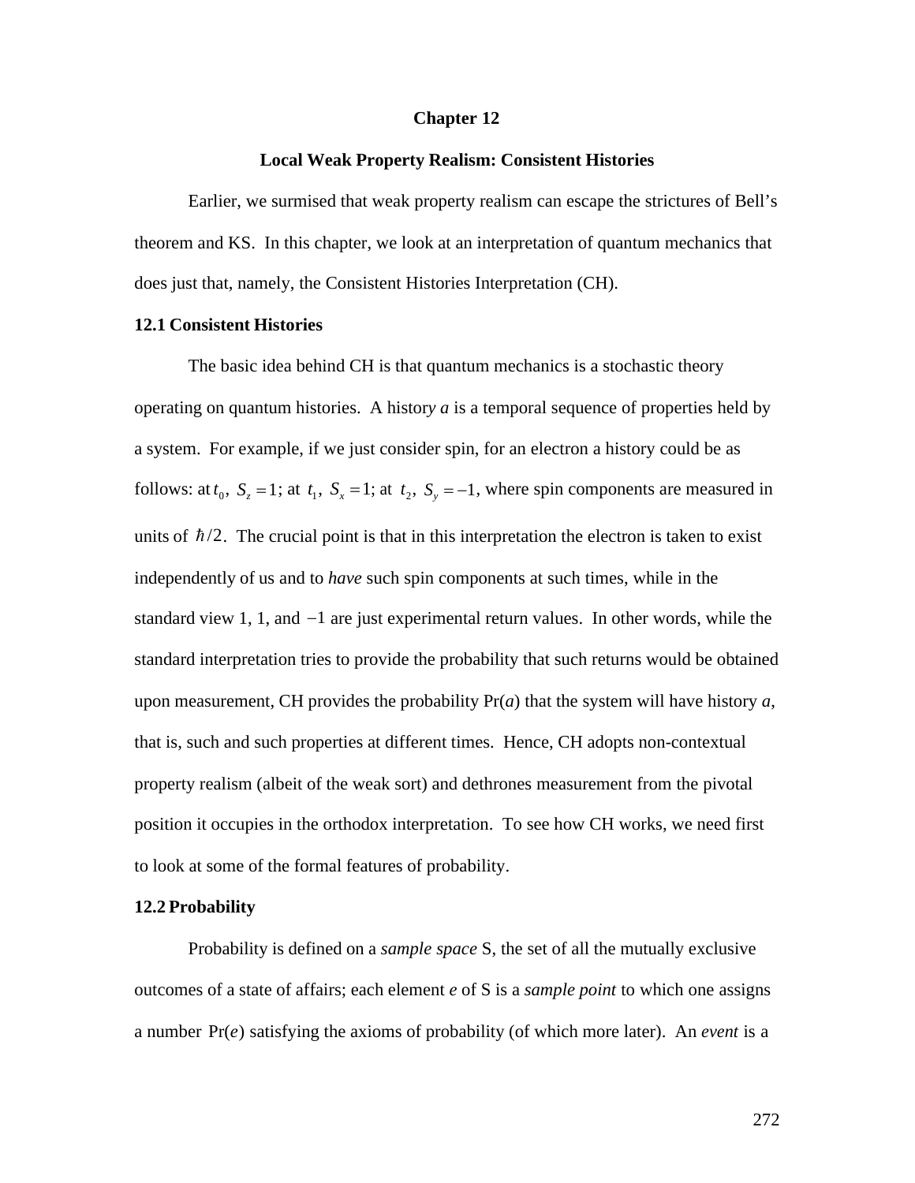# Chapter 12

## Local Weak Property Realism: Consistent Histories

Earlier, we surmised that weak property realism can escape the strictures of Bell's theorem and KS. In this chapter, we look at an interpretation of quantum mechanics that does just that, namely, the Consistent Histories Interpretation (CH).

### 12.1 Consistent Histories

The basic idea behind CH is that quantum mechanics is a stochastic theory operating on quantum histories. A histor*y* ***a*** is a temporal sequence of properties held by a system. For example, if we just consider spin, for an electron a history could be as follows: at $t_0$, $S_z = 1$; at $t_1$, $S_x = 1$; at $t_2$, $S_y = -1$, where spin components are measured in units of $\hbar/2$. The crucial point is that in this interpretation the electron is taken to exist independently of us and to *have* such spin components at such times, while in the standard view 1, 1, and $-1$ are just experimental return values. In other words, while the standard interpretation tries to provide the probability that such returns would be obtained upon measurement, CH provides the probability Pr(*a*) that the system will have history *a*, that is, such and such properties at different times. Hence, CH adopts non-contextual property realism (albeit of the weak sort) and dethrones measurement from the pivotal position it occupies in the orthodox interpretation. To see how CH works, we need first to look at some of the formal features of probability.

### 12.2 Probability

Probability is defined on a *sample space* S, the set of all the mutually exclusive outcomes of a state of affairs; each element *e* of S is a *sample point* to which one assigns a number Pr(*e*) satisfying the axioms of probability (of which more later). An *event* is a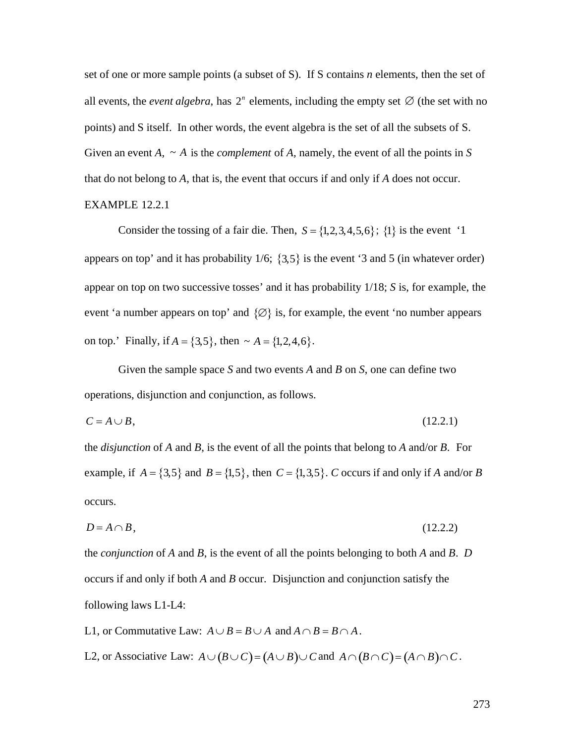set of one or more sample points (a subset of S). If S contains *n* elements, then the set of all events, the *event algebra*, has $2^n$ elements, including the empty set $\varnothing$ (the set with no points) and S itself. In other words, the event algebra is the set of all the subsets of S. Given an event *A*, $\sim A$ is the *complement* of *A*, namely, the event of all the points in *S* that do not belong to *A*, that is, the event that occurs if and only if *A* does not occur.

EXAMPLE 12.2.1

Consider the tossing of a fair die. Then, $S = \{1,2,3,4,5,6\}$; $\{1\}$ is the event '1 appears on top' and it has probability 1/6; $\{3,5\}$ is the event '3 and 5 (in whatever order) appear on top on two successive tosses' and it has probability 1/18; *S* is, for example, the event 'a number appears on top' and $\{\varnothing\}$ is, for example, the event 'no number appears on top.' Finally, if $A = \{3,5\}$, then $\sim A = \{1,2,4,6\}$.

Given the sample space *S* and two events *A* and *B* on *S*, one can define two operations, disjunction and conjunction, as follows.

$$C = A \cup B, \tag{12.2.1}$$

the *disjunction* of *A* and *B*, is the event of all the points that belong to *A* and/or *B*. For example, if $A = \{3,5\}$ and $B = \{1,5\}$, then $C = \{1,3,5\}$. *C* occurs if and only if *A* and/or *B* occurs.

$$D = A \cap B, \tag{12.2.2}$$

the *conjunction* of *A* and *B*, is the event of all the points belonging to both *A* and *B*. *D* occurs if and only if both *A* and *B* occur. Disjunction and conjunction satisfy the following laws L1-L4:

L1, or Commutative Law: $A \cup B = B \cup A$ and $A \cap B = B \cap A$.

L2, or Associative Law: $A \cup (B \cup C) = (A \cup B) \cup C$ and $A \cap (B \cap C) = (A \cap B) \cap C$.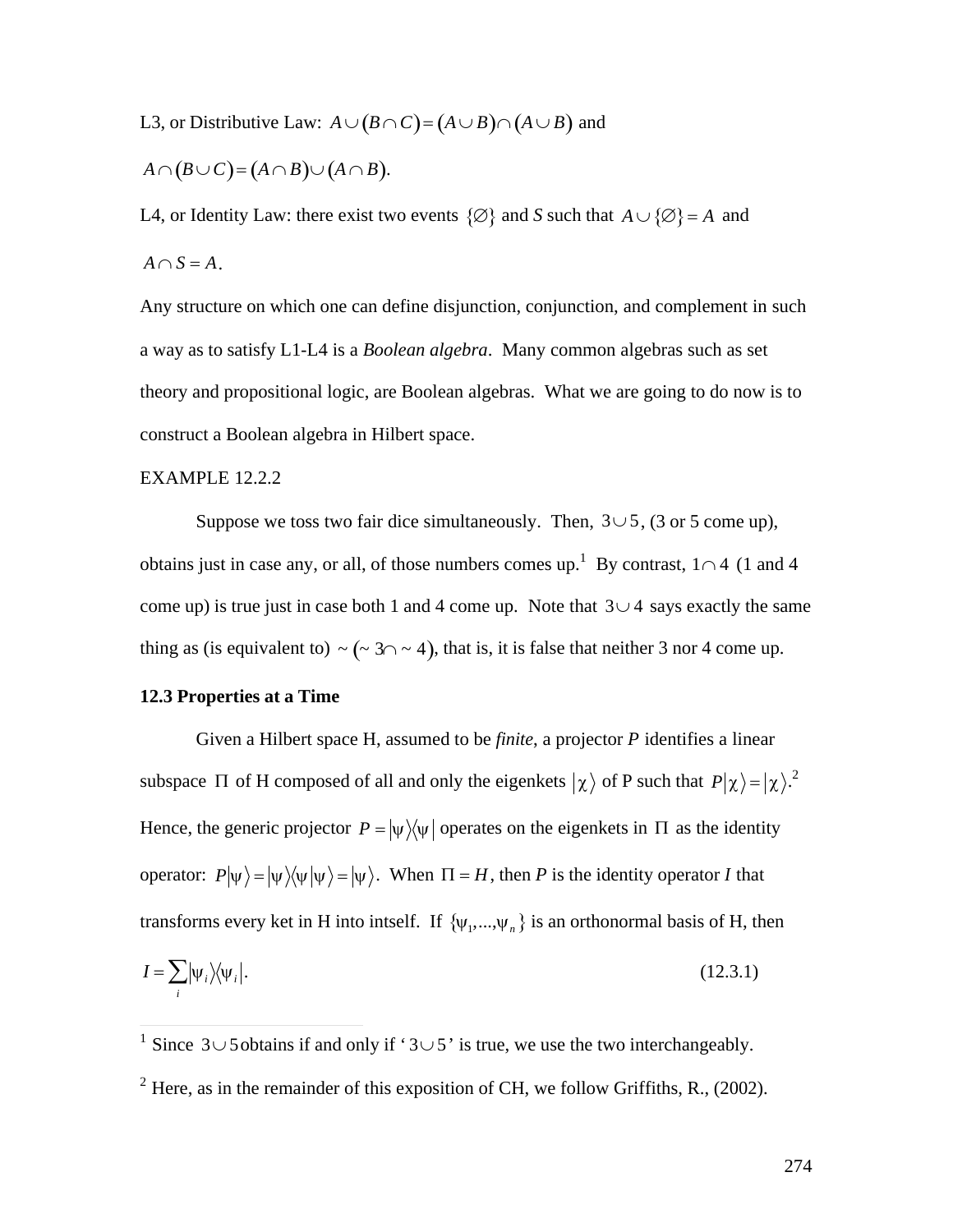L3, or Distributive Law: $A \cup (B \cap C) = (A \cup B) \cap (A \cup B)$ and

$A \cap (B \cup C) = (A \cap B) \cup (A \cap B)$.

L4, or Identity Law: there exist two events $\{\varnothing\}$ and $S$ such that $A \cup \{\varnothing\} = A$ and

$A \cap S = A$.

Any structure on which one can define disjunction, conjunction, and complement in such a way as to satisfy L1-L4 is a *Boolean algebra*. Many common algebras such as set theory and propositional logic, are Boolean algebras. What we are going to do now is to construct a Boolean algebra in Hilbert space.

EXAMPLE 12.2.2

Suppose we toss two fair dice simultaneously. Then, $3 \cup 5$, (3 or 5 come up), obtains just in case any, or all, of those numbers comes up.[1] By contrast, $1 \cap 4$ (1 and 4 come up) is true just in case both 1 and 4 come up. Note that $3 \cup 4$ says exactly the same thing as (is equivalent to) $\sim(\sim 3 \cap \sim 4)$, that is, it is false that neither 3 nor 4 come up.

**12.3 Properties at a Time**

Given a Hilbert space H, assumed to be *finite*, a projector $P$ identifies a linear subspace $\Pi$ of H composed of all and only the eigenkets $|\chi\rangle$ of P such that $P|\chi\rangle = |\chi\rangle$.[2] Hence, the generic projector $P = |\psi\rangle\langle\psi|$ operates on the eigenkets in $\Pi$ as the identity operator: $P|\psi\rangle = |\psi\rangle\langle\psi|\psi\rangle = |\psi\rangle$. When $\Pi = H$, then $P$ is the identity operator $I$ that transforms every ket in H into intself. If $\{\psi_1,...,\psi_n\}$ is an orthonormal basis of H, then

$$I = \sum_i |\psi_i\rangle\langle\psi_i|. \tag{12.3.1}$$

---

[1] Since $3 \cup 5$ obtains if and only if '$3 \cup 5$' is true, we use the two interchangeably.

[2] Here, as in the remainder of this exposition of CH, we follow Griffiths, R., (2002).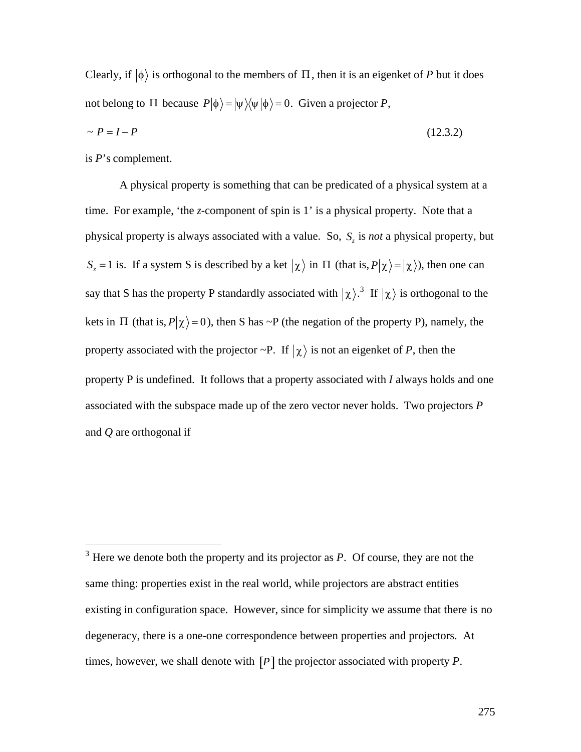Clearly, if $|\phi\rangle$ is orthogonal to the members of $\Pi$, then it is an eigenket of *P* but it does not belong to $\Pi$ because $P|\phi\rangle = |\psi\rangle\langle\psi|\phi\rangle = 0$. Given a projector *P*,

$$\sim P = I - P \tag{12.3.2}$$

is *P*'s complement.

A physical property is something that can be predicated of a physical system at a time. For example, 'the *z*-component of spin is 1' is a physical property. Note that a physical property is always associated with a value. So, $S_z$ is *not* a physical property, but $S_z = 1$ is. If a system S is described by a ket $|\chi\rangle$ in $\Pi$ (that is, $P|\chi\rangle = |\chi\rangle$), then one can say that S has the property P standardly associated with $|\chi\rangle$.[3] If $|\chi\rangle$ is orthogonal to the kets in $\Pi$ (that is, $P|\chi\rangle = 0$), then S has ~P (the negation of the property P), namely, the property associated with the projector ~P. If $|\chi\rangle$ is not an eigenket of *P*, then the property P is undefined. It follows that a property associated with *I* always holds and one associated with the subspace made up of the zero vector never holds. Two projectors *P* and *Q* are orthogonal if

---

[3] Here we denote both the property and its projector as *P*. Of course, they are not the same thing: properties exist in the real world, while projectors are abstract entities existing in configuration space. However, since for simplicity we assume that there is no degeneracy, there is a one-one correspondence between properties and projectors. At times, however, we shall denote with $[P]$ the projector associated with property *P*.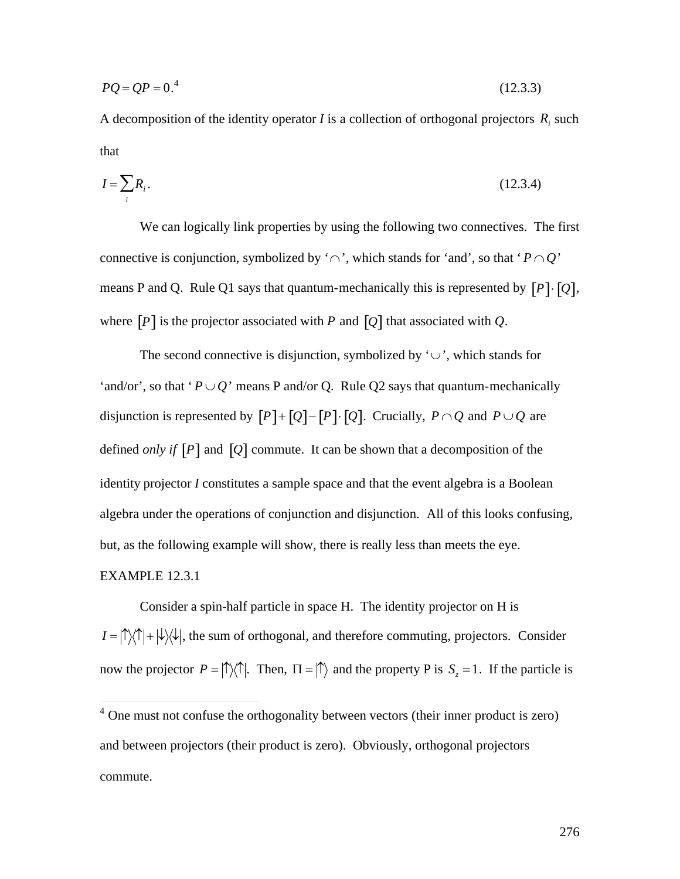$$PQ = QP = 0.\text{[4]} \tag{12.3.3}$$

A decomposition of the identity operator *I* is a collection of orthogonal projectors $R_i$ such that

$$I = \sum_i R_i. \tag{12.3.4}$$

We can logically link properties by using the following two connectives. The first connective is conjunction, symbolized by '$\cap$', which stands for 'and', so that '$P \cap Q$' means P and Q. Rule Q1 says that quantum-mechanically this is represented by $[P] \cdot [Q]$, where $[P]$ is the projector associated with $P$ and $[Q]$ that associated with $Q$.

The second connective is disjunction, symbolized by '$\cup$', which stands for 'and/or', so that '$P \cup Q$' means P and/or Q. Rule Q2 says that quantum-mechanically disjunction is represented by $[P] + [Q] - [P] \cdot [Q]$. Crucially, $P \cap Q$ and $P \cup Q$ are defined *only if* $[P]$ and $[Q]$ commute. It can be shown that a decomposition of the identity projector *I* constitutes a sample space and that the event algebra is a Boolean algebra under the operations of conjunction and disjunction. All of this looks confusing, but, as the following example will show, there is really less than meets the eye.

EXAMPLE 12.3.1

Consider a spin-half particle in space H. The identity projector on H is $I = |\uparrow\rangle\langle\uparrow| + |\downarrow\rangle\langle\downarrow|$, the sum of orthogonal, and therefore commuting, projectors. Consider now the projector $P = |\uparrow\rangle\langle\uparrow|$. Then, $\Pi = |\uparrow\rangle$ and the property P is $S_z = 1$. If the particle is

[4] One must not confuse the orthogonality between vectors (their inner product is zero) and between projectors (their product is zero). Obviously, orthogonal projectors commute.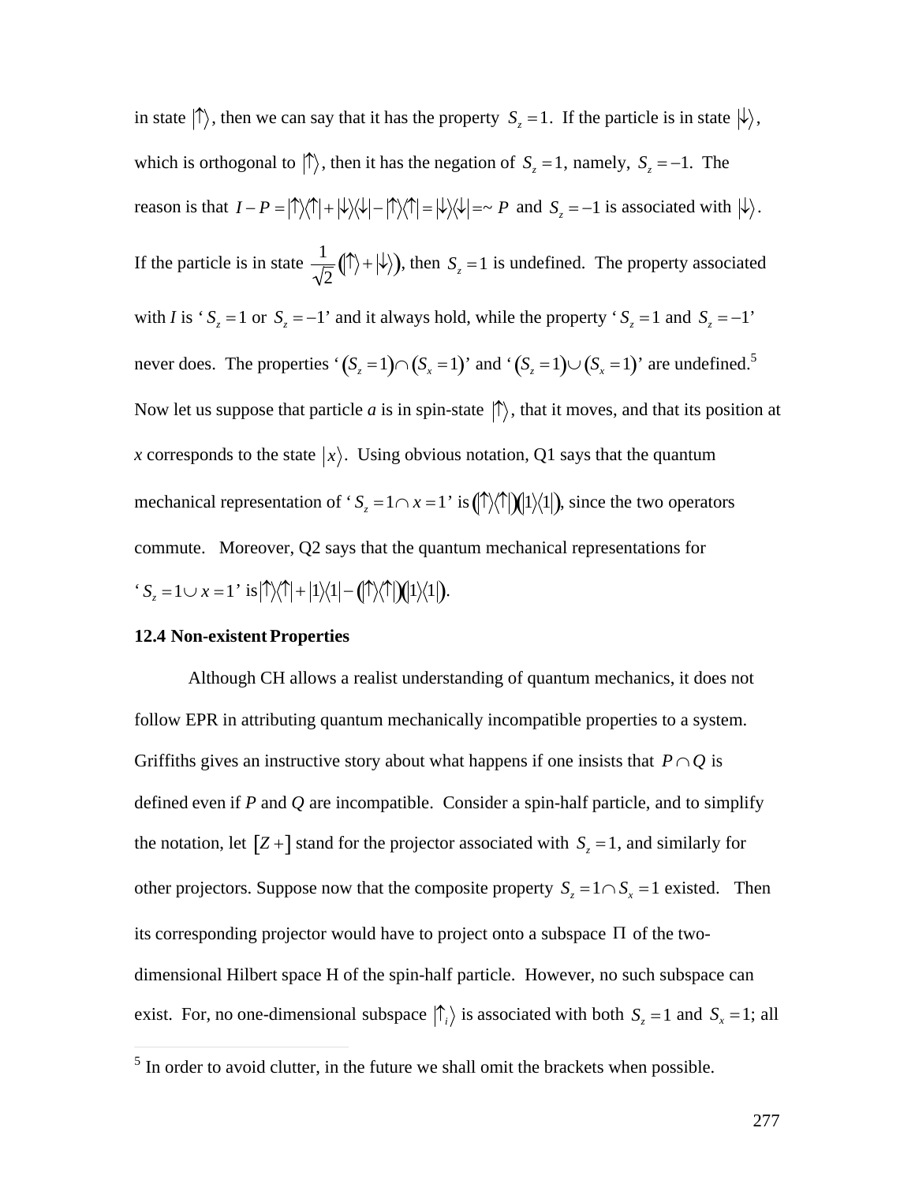in state $|\uparrow\rangle$, then we can say that it has the property $S_z = 1$. If the particle is in state $|\downarrow\rangle$, which is orthogonal to $|\uparrow\rangle$, then it has the negation of $S_z = 1$, namely, $S_z = -1$. The reason is that $I - P = |\uparrow\rangle\langle\uparrow| + |\downarrow\rangle\langle\downarrow| - |\uparrow\rangle\langle\uparrow| = |\downarrow\rangle\langle\downarrow| = \sim P$ and $S_z = -1$ is associated with $|\downarrow\rangle$. If the particle is in state $\frac{1}{\sqrt{2}}\left(|\uparrow\rangle + |\downarrow\rangle\right)$, then $S_z = 1$ is undefined. The property associated with *I* is '$S_z = 1$ or $S_z = -1$' and it always hold, while the property '$S_z = 1$ and $S_z = -1$' never does. The properties '$(S_z = 1) \cap (S_x = 1)$' and '$(S_z = 1) \cup (S_x = 1)$' are undefined.[5] Now let us suppose that particle *a* is in spin-state $|\uparrow\rangle$, that it moves, and that its position at *x* corresponds to the state $|x\rangle$. Using obvious notation, Q1 says that the quantum mechanical representation of '$S_z = 1 \cap x = 1$' is $\left(|\uparrow\rangle\langle\uparrow|\right)\left(|1\rangle\langle 1|\right)$, since the two operators commute. Moreover, Q2 says that the quantum mechanical representations for '$S_z = 1 \cup x = 1$' is $|\uparrow\rangle\langle\uparrow| + |1\rangle\langle 1| - \left(|\uparrow\rangle\langle\uparrow|\right)\left(|1\rangle\langle 1|\right)$.

**12.4 Non-existent Properties**

Although CH allows a realist understanding of quantum mechanics, it does not follow EPR in attributing quantum mechanically incompatible properties to a system. Griffiths gives an instructive story about what happens if one insists that $P \cap Q$ is defined even if *P* and *Q* are incompatible. Consider a spin-half particle, and to simplify the notation, let $[Z+]$ stand for the projector associated with $S_z = 1$, and similarly for other projectors. Suppose now that the composite property $S_z = 1 \cap S_x = 1$ existed. Then its corresponding projector would have to project onto a subspace $\Pi$ of the two-dimensional Hilbert space H of the spin-half particle. However, no such subspace can exist. For, no one-dimensional subspace $|\uparrow_i\rangle$ is associated with both $S_z = 1$ and $S_x = 1$; all

[5] In order to avoid clutter, in the future we shall omit the brackets when possible.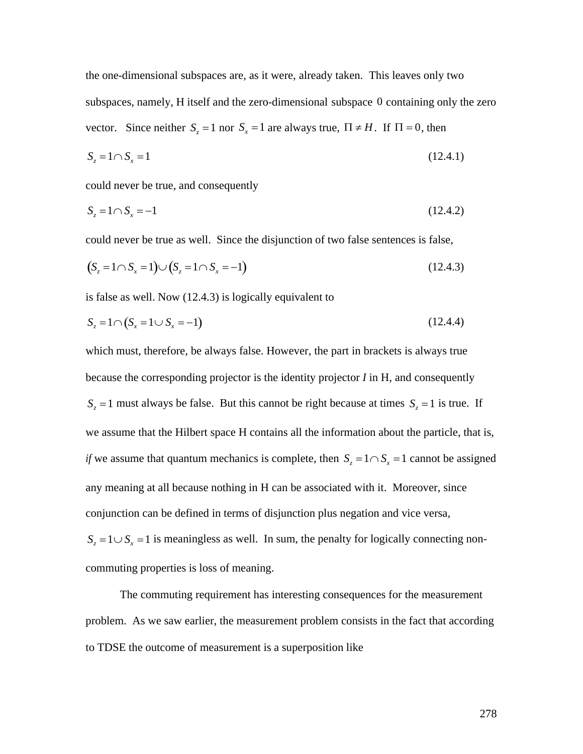the one-dimensional subspaces are, as it were, already taken. This leaves only two subspaces, namely, H itself and the zero-dimensional subspace $0$ containing only the zero vector. Since neither $S_z = 1$ nor $S_x = 1$ are always true, $\Pi \neq H$. If $\Pi = 0$, then

$$S_z = 1 \cap S_x = 1 \tag{12.4.1}$$

could never be true, and consequently

$$S_z = 1 \cap S_x = -1 \tag{12.4.2}$$

could never be true as well. Since the disjunction of two false sentences is false,

$$(S_z = 1 \cap S_x = 1) \cup (S_z = 1 \cap S_x = -1) \tag{12.4.3}$$

is false as well. Now (12.4.3) is logically equivalent to

$$S_z = 1 \cap (S_x = 1 \cup S_x = -1) \tag{12.4.4}$$

which must, therefore, be always false. However, the part in brackets is always true because the corresponding projector is the identity projector *I* in H, and consequently $S_z = 1$ must always be false. But this cannot be right because at times $S_z = 1$ is true. If we assume that the Hilbert space H contains all the information about the particle, that is, *if* we assume that quantum mechanics is complete, then $S_z = 1 \cap S_x = 1$ cannot be assigned any meaning at all because nothing in H can be associated with it. Moreover, since conjunction can be defined in terms of disjunction plus negation and vice versa, $S_z = 1 \cup S_x = 1$ is meaningless as well. In sum, the penalty for logically connecting non-commuting properties is loss of meaning.

The commuting requirement has interesting consequences for the measurement problem. As we saw earlier, the measurement problem consists in the fact that according to TDSE the outcome of measurement is a superposition like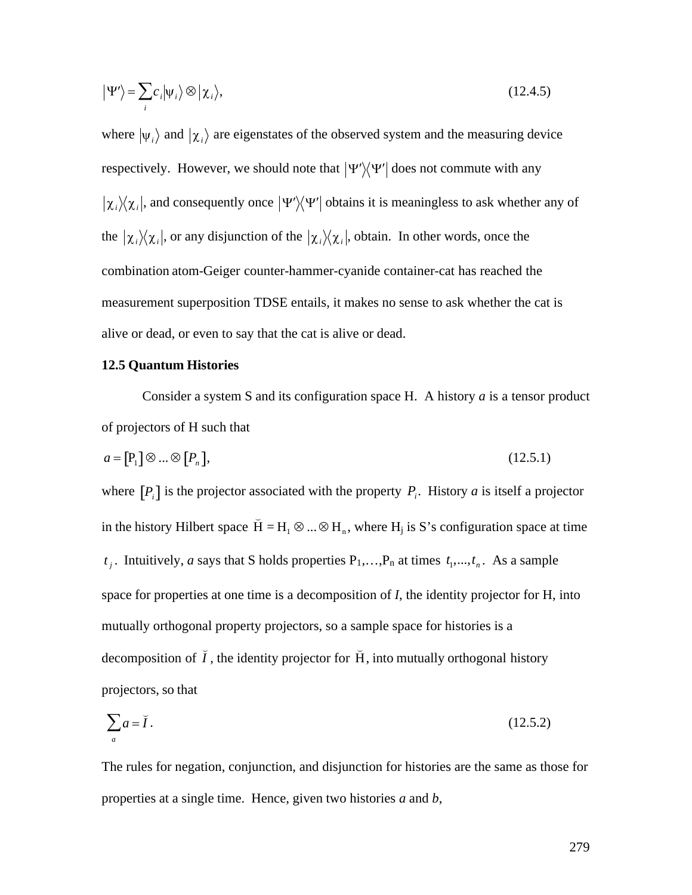$$|\Psi'\rangle = \sum_i c_i |\psi_i\rangle \otimes |\chi_i\rangle, \tag{12.4.5}$$

where $|\psi_i\rangle$ and $|\chi_i\rangle$ are eigenstates of the observed system and the measuring device respectively. However, we should note that $|\Psi'\rangle\langle\Psi'|$ does not commute with any $|\chi_i\rangle\langle\chi_i|$, and consequently once $|\Psi'\rangle\langle\Psi'|$ obtains it is meaningless to ask whether any of the $|\chi_i\rangle\langle\chi_i|$, or any disjunction of the $|\chi_i\rangle\langle\chi_i|$, obtain. In other words, once the combination atom-Geiger counter-hammer-cyanide container-cat has reached the measurement superposition TDSE entails, it makes no sense to ask whether the cat is alive or dead, or even to say that the cat is alive or dead.

**12.5 Quantum Histories**

Consider a system S and its configuration space H. A history *a* is a tensor product of projectors of H such that

$$a = [P_1] \otimes ... \otimes [P_n], \tag{12.5.1}$$

where $[P_i]$ is the projector associated with the property $P_i$. History *a* is itself a projector in the history Hilbert space $\breve{H} = H_1 \otimes ... \otimes H_n$, where $H_j$ is S's configuration space at time $t_j$. Intuitively, *a* says that S holds properties $P_1, \ldots, P_n$ at times $t_1, ..., t_n$. As a sample space for properties at one time is a decomposition of *I*, the identity projector for H, into mutually orthogonal property projectors, so a sample space for histories is a decomposition of $\breve{I}$, the identity projector for $\breve{H}$, into mutually orthogonal history projectors, so that

$$\sum_a a = \breve{I}. \tag{12.5.2}$$

The rules for negation, conjunction, and disjunction for histories are the same as those for properties at a single time. Hence, given two histories *a* and *b*,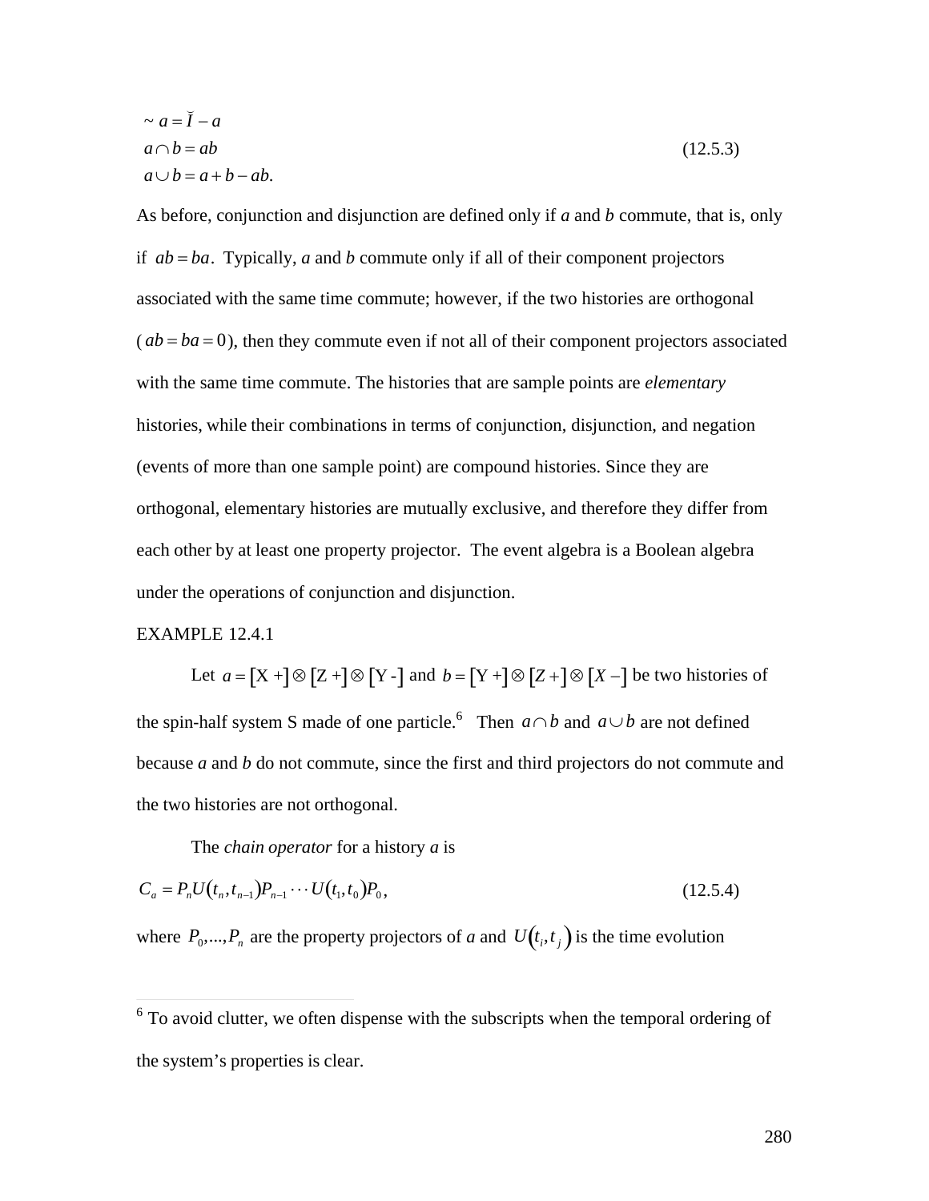$$
\begin{aligned}
&\sim a = \breve{I} - a \\
&a \cap b = ab \\
&a \cup b = a + b - ab.
\end{aligned}
\tag{12.5.3}
$$

As before, conjunction and disjunction are defined only if *a* and *b* commute, that is, only if $ab = ba$. Typically, *a* and *b* commute only if all of their component projectors associated with the same time commute; however, if the two histories are orthogonal ($ab = ba = 0$), then they commute even if not all of their component projectors associated with the same time commute. The histories that are sample points are *elementary* histories, while their combinations in terms of conjunction, disjunction, and negation (events of more than one sample point) are compound histories. Since they are orthogonal, elementary histories are mutually exclusive, and therefore they differ from each other by at least one property projector. The event algebra is a Boolean algebra under the operations of conjunction and disjunction.

EXAMPLE 12.4.1

Let $a = [\mathrm{X}+] \otimes [\mathrm{Z}+] \otimes [\mathrm{Y}-]$ and $b = [\mathrm{Y}+] \otimes [Z+] \otimes [X-]$ be two histories of the spin-half system S made of one particle.[6] Then $a \cap b$ and $a \cup b$ are not defined because *a* and *b* do not commute, since the first and third projectors do not commute and the two histories are not orthogonal.

The *chain operator* for a history *a* is

$$
C_a = P_n U(t_n, t_{n-1}) P_{n-1} \cdots U(t_1, t_0) P_0, \tag{12.5.4}
$$

where $P_0, \ldots, P_n$ are the property projectors of *a* and $U(t_i, t_j)$ is the time evolution

---

[6] To avoid clutter, we often dispense with the subscripts when the temporal ordering of the system's properties is clear.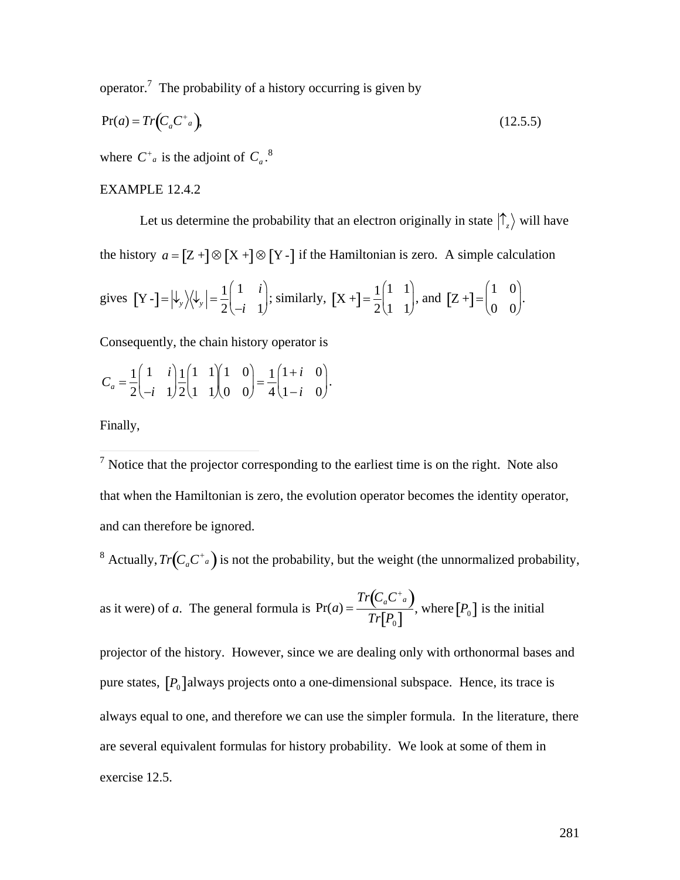operator.[7] The probability of a history occurring is given by

$$\Pr(a) = Tr\left(C_a C^+{}_a\right), \tag{12.5.5}$$

where $C^+{}_a$ is the adjoint of $C_a$.[8]

EXAMPLE 12.4.2

Let us determine the probability that an electron originally in state $\left|\uparrow_z\right\rangle$ will have the history $a = [\text{Z +}] \otimes [\text{X +}] \otimes [\text{Y -}]$ if the Hamiltonian is zero. A simple calculation gives $[\text{Y -}] = \left|\downarrow_y\right\rangle\left\langle\downarrow_y\right| = \frac{1}{2}\begin{pmatrix} 1 & i \\ -i & 1 \end{pmatrix}$; similarly, $[\text{X +}] = \frac{1}{2}\begin{pmatrix} 1 & 1 \\ 1 & 1 \end{pmatrix}$, and $[\text{Z +}] = \begin{pmatrix} 1 & 0 \\ 0 & 0 \end{pmatrix}$.

Consequently, the chain history operator is

$$C_a = \frac{1}{2}\begin{pmatrix} 1 & i \\ -i & 1 \end{pmatrix}\frac{1}{2}\begin{pmatrix} 1 & 1 \\ 1 & 1 \end{pmatrix}\begin{pmatrix} 1 & 0 \\ 0 & 0 \end{pmatrix} = \frac{1}{4}\begin{pmatrix} 1+i & 0 \\ 1-i & 0 \end{pmatrix}.$$

Finally,

---

[7] Notice that the projector corresponding to the earliest time is on the right. Note also that when the Hamiltonian is zero, the evolution operator becomes the identity operator, and can therefore be ignored.

[8] Actually, $Tr\left(C_a C^+{}_a\right)$ is not the probability, but the weight (the unnormalized probability, as it were) of *a*. The general formula is $\Pr(a) = \dfrac{Tr\left(C_a C^+{}_a\right)}{Tr[P_0]}$, where $[P_0]$ is the initial projector of the history. However, since we are dealing only with orthonormal bases and pure states, $[P_0]$ always projects onto a one-dimensional subspace. Hence, its trace is always equal to one, and therefore we can use the simpler formula. In the literature, there are several equivalent formulas for history probability. We look at some of them in exercise 12.5.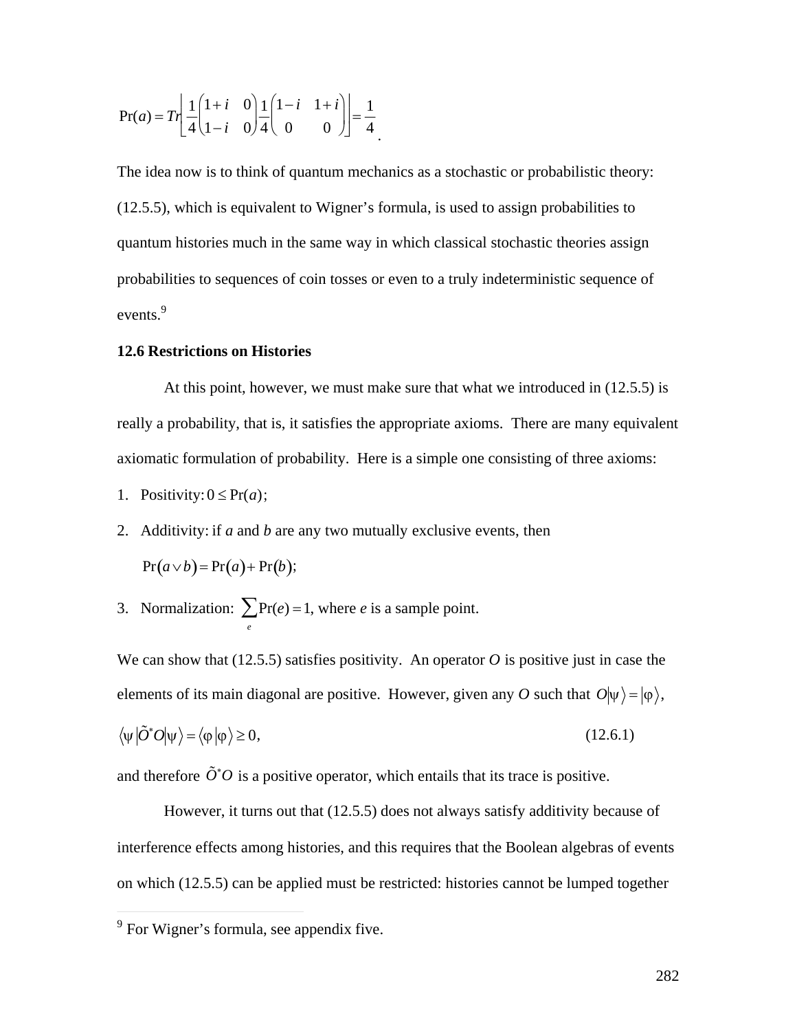$$\Pr(a) = Tr\left[\frac{1}{4}\begin{pmatrix} 1+i & 0 \\ 1-i & 0 \end{pmatrix}\frac{1}{4}\begin{pmatrix} 1-i & 1+i \\ 0 & 0 \end{pmatrix}\right] = \frac{1}{4}.$$

The idea now is to think of quantum mechanics as a stochastic or probabilistic theory: (12.5.5), which is equivalent to Wigner's formula, is used to assign probabilities to quantum histories much in the same way in which classical stochastic theories assign probabilities to sequences of coin tosses or even to a truly indeterministic sequence of events.[9]

### 12.6 Restrictions on Histories

At this point, however, we must make sure that what we introduced in (12.5.5) is really a probability, that is, it satisfies the appropriate axioms. There are many equivalent axiomatic formulation of probability. Here is a simple one consisting of three axioms:

1. Positivity: $0 \leq \Pr(a)$;
2. Additivity: if *a* and *b* are any two mutually exclusive events, then $\Pr(a \vee b) = \Pr(a) + \Pr(b)$;
3. Normalization: $\sum_e \Pr(e) = 1$, where *e* is a sample point.

We can show that (12.5.5) satisfies positivity. An operator *O* is positive just in case the elements of its main diagonal are positive. However, given any *O* such that $O|\psi\rangle = |\varphi\rangle$,

$$\langle\psi|\tilde{O}^{*}O|\psi\rangle = \langle\varphi|\varphi\rangle \geq 0, \tag{12.6.1}$$

and therefore $\tilde{O}^{*}O$ is a positive operator, which entails that its trace is positive.

However, it turns out that (12.5.5) does not always satisfy additivity because of interference effects among histories, and this requires that the Boolean algebras of events on which (12.5.5) can be applied must be restricted: histories cannot be lumped together

---

[9] For Wigner's formula, see appendix five.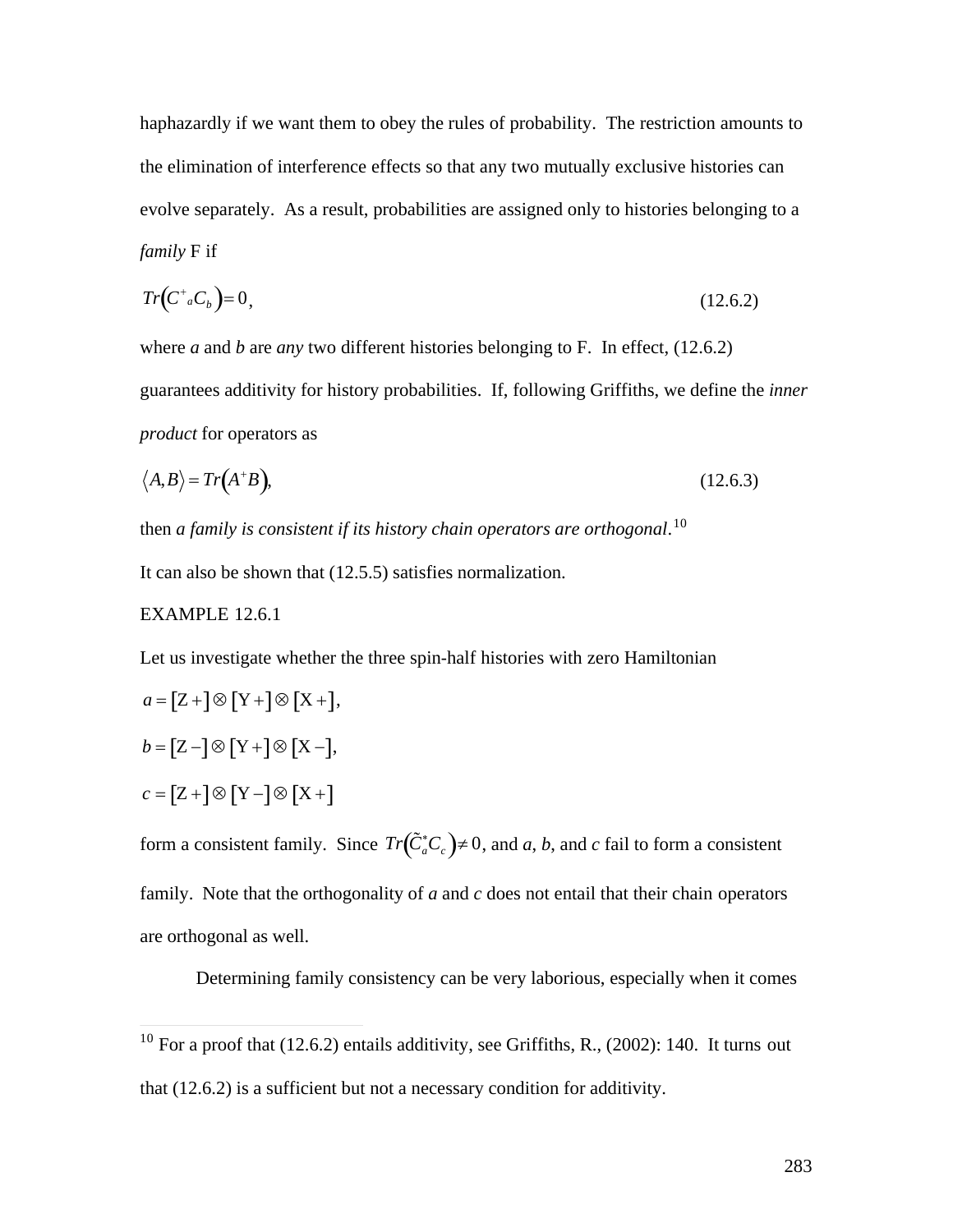haphazardly if we want them to obey the rules of probability. The restriction amounts to the elimination of interference effects so that any two mutually exclusive histories can evolve separately. As a result, probabilities are assigned only to histories belonging to a *family* F if

$$Tr\left(C^{+}{}_{a}C_{b}\right)=0, \tag{12.6.2}$$

where *a* and *b* are *any* two different histories belonging to F. In effect, (12.6.2) guarantees additivity for history probabilities. If, following Griffiths, we define the *inner product* for operators as

$$\langle A,B\rangle = Tr\left(A^{+}B\right), \tag{12.6.3}$$

then *a family is consistent if its history chain operators are orthogonal*.[10]

It can also be shown that (12.5.5) satisfies normalization.

EXAMPLE 12.6.1

Let us investigate whether the three spin-half histories with zero Hamiltonian

$a = [\mathrm{Z}+]\otimes[\mathrm{Y}+]\otimes[\mathrm{X}+]$,

$b = [\mathrm{Z}-]\otimes[\mathrm{Y}+]\otimes[\mathrm{X}-]$,

$c = [\mathrm{Z}+]\otimes[\mathrm{Y}-]\otimes[\mathrm{X}+]$

form a consistent family. Since $Tr\left(\tilde{C}_a^{*}C_c\right)\neq 0$, and *a*, *b*, and *c* fail to form a consistent family. Note that the orthogonality of *a* and *c* does not entail that their chain operators are orthogonal as well.

Determining family consistency can be very laborious, especially when it comes

[10] For a proof that (12.6.2) entails additivity, see Griffiths, R., (2002): 140. It turns out that (12.6.2) is a sufficient but not a necessary condition for additivity.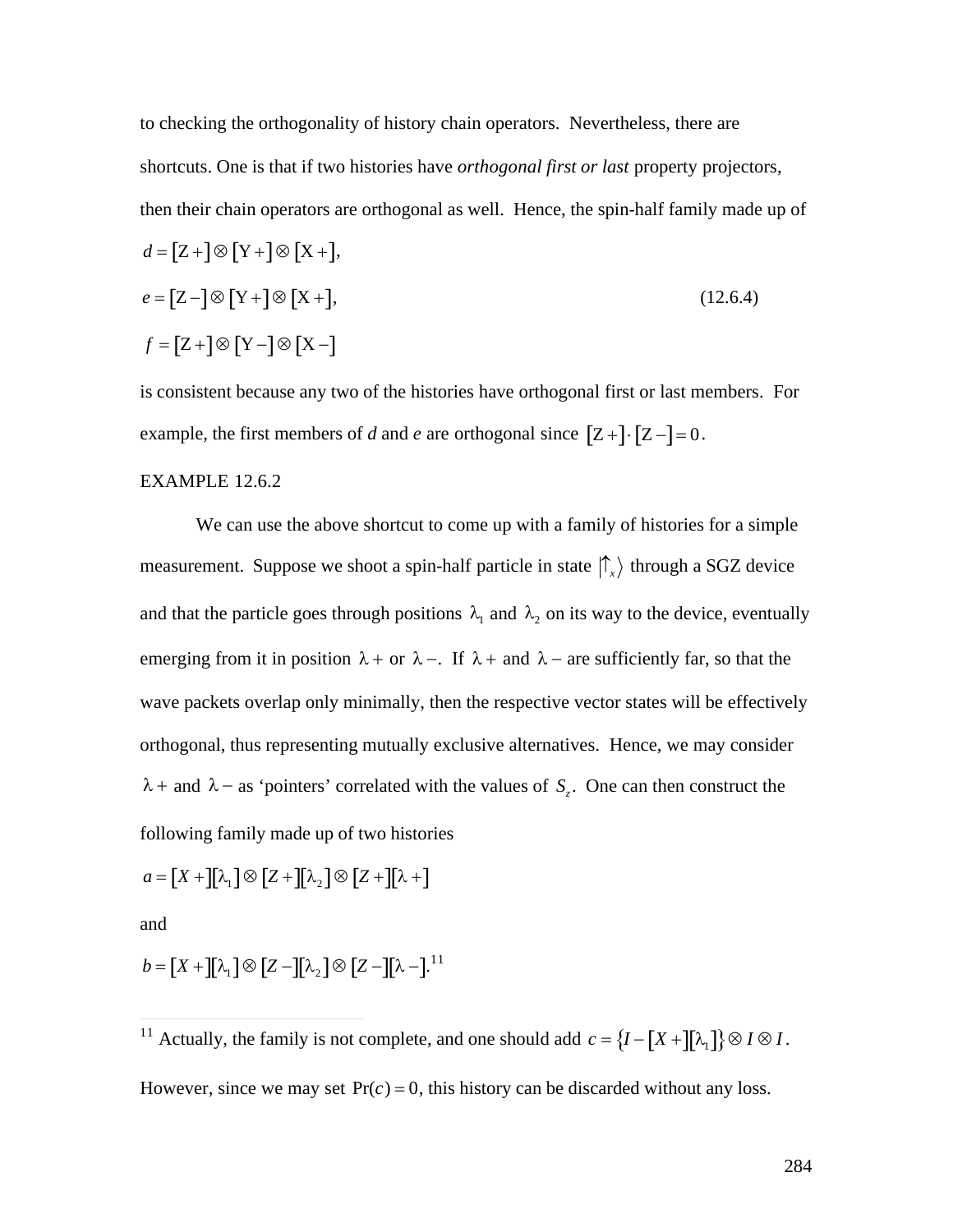to checking the orthogonality of history chain operators. Nevertheless, there are shortcuts. One is that if two histories have *orthogonal first or last* property projectors, then their chain operators are orthogonal as well. Hence, the spin-half family made up of

$$
\begin{aligned}
d &= [\mathrm{Z}+] \otimes [\mathrm{Y}+] \otimes [\mathrm{X}+], \\
e &= [\mathrm{Z}-] \otimes [\mathrm{Y}+] \otimes [\mathrm{X}+], \qquad (12.6.4) \\
f &= [\mathrm{Z}+] \otimes [\mathrm{Y}-] \otimes [\mathrm{X}-]
\end{aligned}
$$

is consistent because any two of the histories have orthogonal first or last members. For example, the first members of *d* and *e* are orthogonal since $[\mathrm{Z}+] \cdot [\mathrm{Z}-] = 0$.

EXAMPLE 12.6.2

We can use the above shortcut to come up with a family of histories for a simple measurement. Suppose we shoot a spin-half particle in state $|\uparrow_x\rangle$ through a SGZ device and that the particle goes through positions $\lambda_1$ and $\lambda_2$ on its way to the device, eventually emerging from it in position $\lambda+$ or $\lambda-$. If $\lambda+$ and $\lambda-$ are sufficiently far, so that the wave packets overlap only minimally, then the respective vector states will be effectively orthogonal, thus representing mutually exclusive alternatives. Hence, we may consider $\lambda+$ and $\lambda-$ as 'pointers' correlated with the values of $S_z$. One can then construct the following family made up of two histories

$$a = [X+][\lambda_1] \otimes [Z+][\lambda_2] \otimes [Z+][\lambda+]$$

and

$$b = [X+][\lambda_1] \otimes [Z-][\lambda_2] \otimes [Z-][\lambda-].$$[11]

---

[11] Actually, the family is not complete, and one should add $c = \{I - [X+][\lambda_1]\} \otimes I \otimes I$. However, since we may set $\Pr(c) = 0$, this history can be discarded without any loss.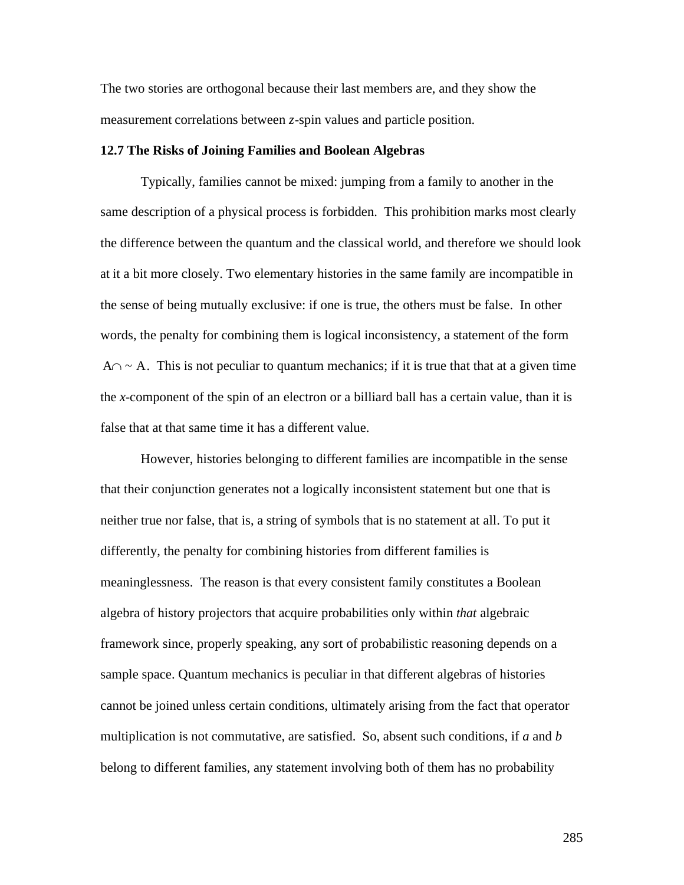The two stories are orthogonal because their last members are, and they show the measurement correlations between *z*-spin values and particle position.

**12.7 The Risks of Joining Families and Boolean Algebras**

Typically, families cannot be mixed: jumping from a family to another in the same description of a physical process is forbidden. This prohibition marks most clearly the difference between the quantum and the classical world, and therefore we should look at it a bit more closely. Two elementary histories in the same family are incompatible in the sense of being mutually exclusive: if one is true, the others must be false. In other words, the penalty for combining them is logical inconsistency, a statement of the form $A \cap \sim A$. This is not peculiar to quantum mechanics; if it is true that that at a given time the *x*-component of the spin of an electron or a billiard ball has a certain value, than it is false that at that same time it has a different value.

However, histories belonging to different families are incompatible in the sense that their conjunction generates not a logically inconsistent statement but one that is neither true nor false, that is, a string of symbols that is no statement at all. To put it differently, the penalty for combining histories from different families is meaninglessness. The reason is that every consistent family constitutes a Boolean algebra of history projectors that acquire probabilities only within *that* algebraic framework since, properly speaking, any sort of probabilistic reasoning depends on a sample space. Quantum mechanics is peculiar in that different algebras of histories cannot be joined unless certain conditions, ultimately arising from the fact that operator multiplication is not commutative, are satisfied. So, absent such conditions, if *a* and *b* belong to different families, any statement involving both of them has no probability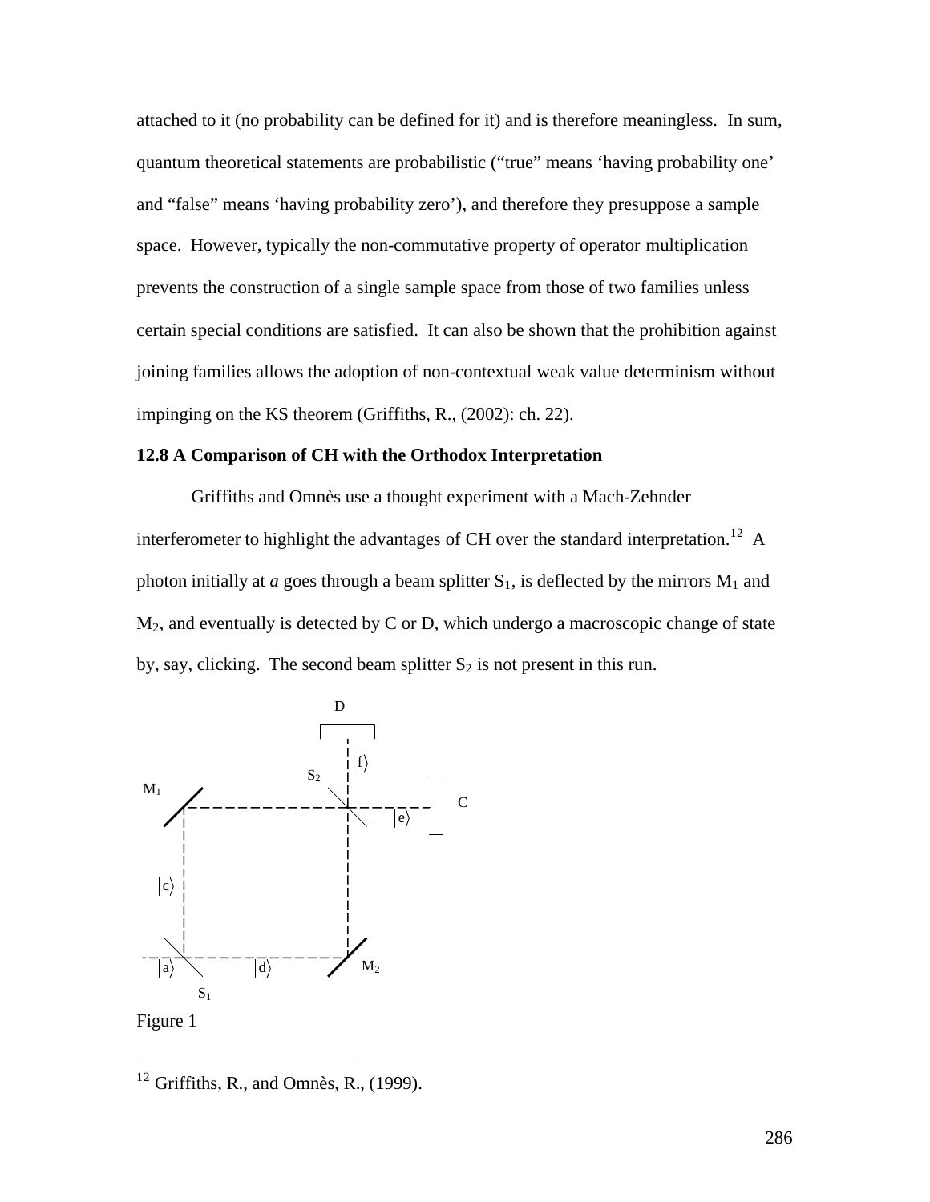attached to it (no probability can be defined for it) and is therefore meaningless. In sum, quantum theoretical statements are probabilistic ("true" means 'having probability one' and "false" means 'having probability zero'), and therefore they presuppose a sample space. However, typically the non-commutative property of operator multiplication prevents the construction of a single sample space from those of two families unless certain special conditions are satisfied. It can also be shown that the prohibition against joining families allows the adoption of non-contextual weak value determinism without impinging on the KS theorem (Griffiths, R., (2002): ch. 22).

**12.8 A Comparison of CH with the Orthodox Interpretation**

Griffiths and Omnès use a thought experiment with a Mach-Zehnder interferometer to highlight the advantages of CH over the standard interpretation.[12] A photon initially at *a* goes through a beam splitter $S_1$, is deflected by the mirrors $M_1$ and $M_2$, and eventually is detected by C or D, which undergo a macroscopic change of state by, say, clicking. The second beam splitter $S_2$ is not present in this run.

Figure 1

[12] Griffiths, R., and Omnès, R., (1999).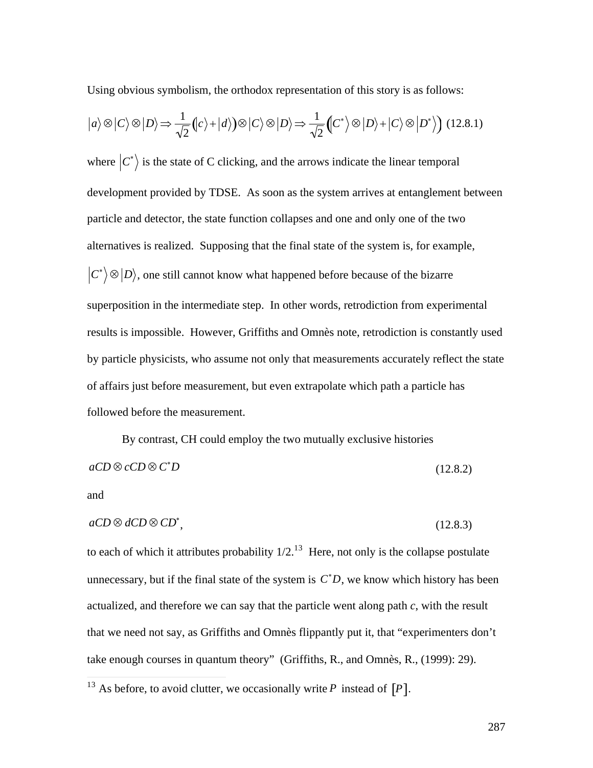Using obvious symbolism, the orthodox representation of this story is as follows:

$$|a\rangle \otimes |C\rangle \otimes |D\rangle \Rightarrow \frac{1}{\sqrt{2}}\big(|c\rangle + |d\rangle\big) \otimes |C\rangle \otimes |D\rangle \Rightarrow \frac{1}{\sqrt{2}}\big(|C^*\rangle \otimes |D\rangle + |C\rangle \otimes |D^*\rangle\big) \quad (12.8.1)$$

where $|C^*\rangle$ is the state of C clicking, and the arrows indicate the linear temporal development provided by TDSE. As soon as the system arrives at entanglement between particle and detector, the state function collapses and one and only one of the two alternatives is realized. Supposing that the final state of the system is, for example, $|C^*\rangle \otimes |D\rangle$, one still cannot know what happened before because of the bizarre superposition in the intermediate step. In other words, retrodiction from experimental results is impossible. However, Griffiths and Omnès note, retrodiction is constantly used by particle physicists, who assume not only that measurements accurately reflect the state of affairs just before measurement, but even extrapolate which path a particle has followed before the measurement.

By contrast, CH could employ the two mutually exclusive histories

$$aCD \otimes cCD \otimes C^*D \quad (12.8.2)$$

and

$$aCD \otimes dCD \otimes CD^*, \quad (12.8.3)$$

to each of which it attributes probability 1/2.[13] Here, not only is the collapse postulate unnecessary, but if the final state of the system is $C^*D$, we know which history has been actualized, and therefore we can say that the particle went along path *c*, with the result that we need not say, as Griffiths and Omnès flippantly put it, that "experimenters don't take enough courses in quantum theory" (Griffiths, R., and Omnès, R., (1999): 29).

---

[13] As before, to avoid clutter, we occasionally write $P$ instead of $[P]$.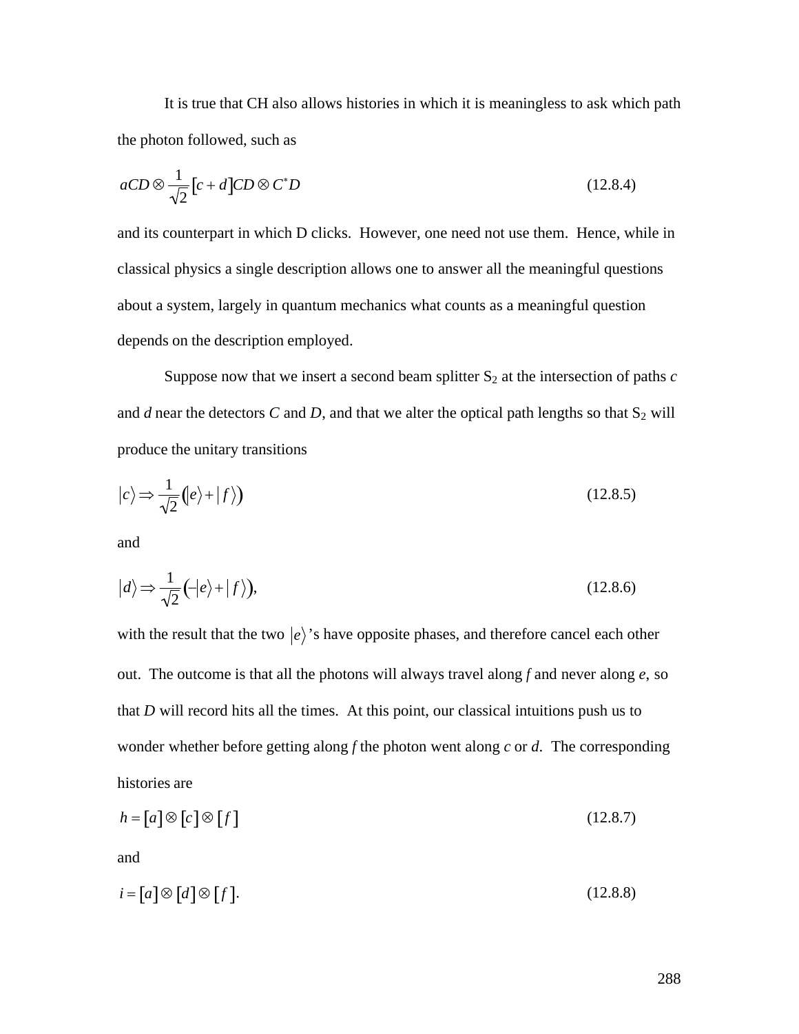It is true that CH also allows histories in which it is meaningless to ask which path the photon followed, such as

$$aCD \otimes \frac{1}{\sqrt{2}}[c+d]CD \otimes C^{*}D \tag{12.8.4}$$

and its counterpart in which D clicks. However, one need not use them. Hence, while in classical physics a single description allows one to answer all the meaningful questions about a system, largely in quantum mechanics what counts as a meaningful question depends on the description employed.

Suppose now that we insert a second beam splitter $S_2$ at the intersection of paths *c* and *d* near the detectors *C* and *D*, and that we alter the optical path lengths so that $S_2$ will produce the unitary transitions

$$|c\rangle \Rightarrow \frac{1}{\sqrt{2}}\left(|e\rangle + |f\rangle\right) \tag{12.8.5}$$

and

$$|d\rangle \Rightarrow \frac{1}{\sqrt{2}}\left(-|e\rangle + |f\rangle\right), \tag{12.8.6}$$

with the result that the two $|e\rangle$'s have opposite phases, and therefore cancel each other out. The outcome is that all the photons will always travel along *f* and never along *e*, so that *D* will record hits all the times. At this point, our classical intuitions push us to wonder whether before getting along *f* the photon went along *c* or *d*. The corresponding histories are

$$h = [a] \otimes [c] \otimes [f] \tag{12.8.7}$$

and

$$i = [a] \otimes [d] \otimes [f]. \tag{12.8.8}$$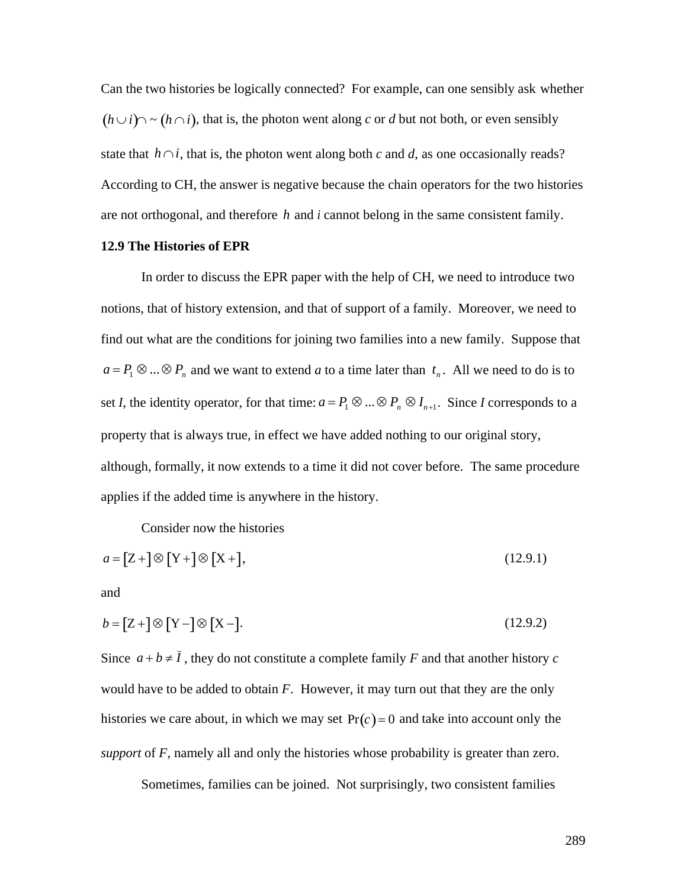Can the two histories be logically connected? For example, can one sensibly ask whether $(h \cup i) \cap \sim (h \cap i)$, that is, the photon went along *c* or *d* but not both, or even sensibly state that $h \cap i$, that is, the photon went along both *c* and *d*, as one occasionally reads? According to CH, the answer is negative because the chain operators for the two histories are not orthogonal, and therefore $h$ and *i* cannot belong in the same consistent family.

**12.9 The Histories of EPR**

In order to discuss the EPR paper with the help of CH, we need to introduce two notions, that of history extension, and that of support of a family. Moreover, we need to find out what are the conditions for joining two families into a new family. Suppose that $a = P_1 \otimes ... \otimes P_n$ and we want to extend *a* to a time later than $t_n$. All we need to do is to set *I*, the identity operator, for that time: $a = P_1 \otimes ... \otimes P_n \otimes I_{n+1}$. Since *I* corresponds to a property that is always true, in effect we have added nothing to our original story, although, formally, it now extends to a time it did not cover before. The same procedure applies if the added time is anywhere in the history.

Consider now the histories

$$a = [\mathrm{Z}+] \otimes [\mathrm{Y}+] \otimes [\mathrm{X}+], \tag{12.9.1}$$

and

$$b = [\mathrm{Z}+] \otimes [\mathrm{Y}-] \otimes [\mathrm{X}-]. \tag{12.9.2}$$

Since $a + b \neq \breve{I}$, they do not constitute a complete family *F* and that another history *c* would have to be added to obtain *F*. However, it may turn out that they are the only histories we care about, in which we may set $\Pr(c) = 0$ and take into account only the *support* of *F*, namely all and only the histories whose probability is greater than zero.

Sometimes, families can be joined. Not surprisingly, two consistent families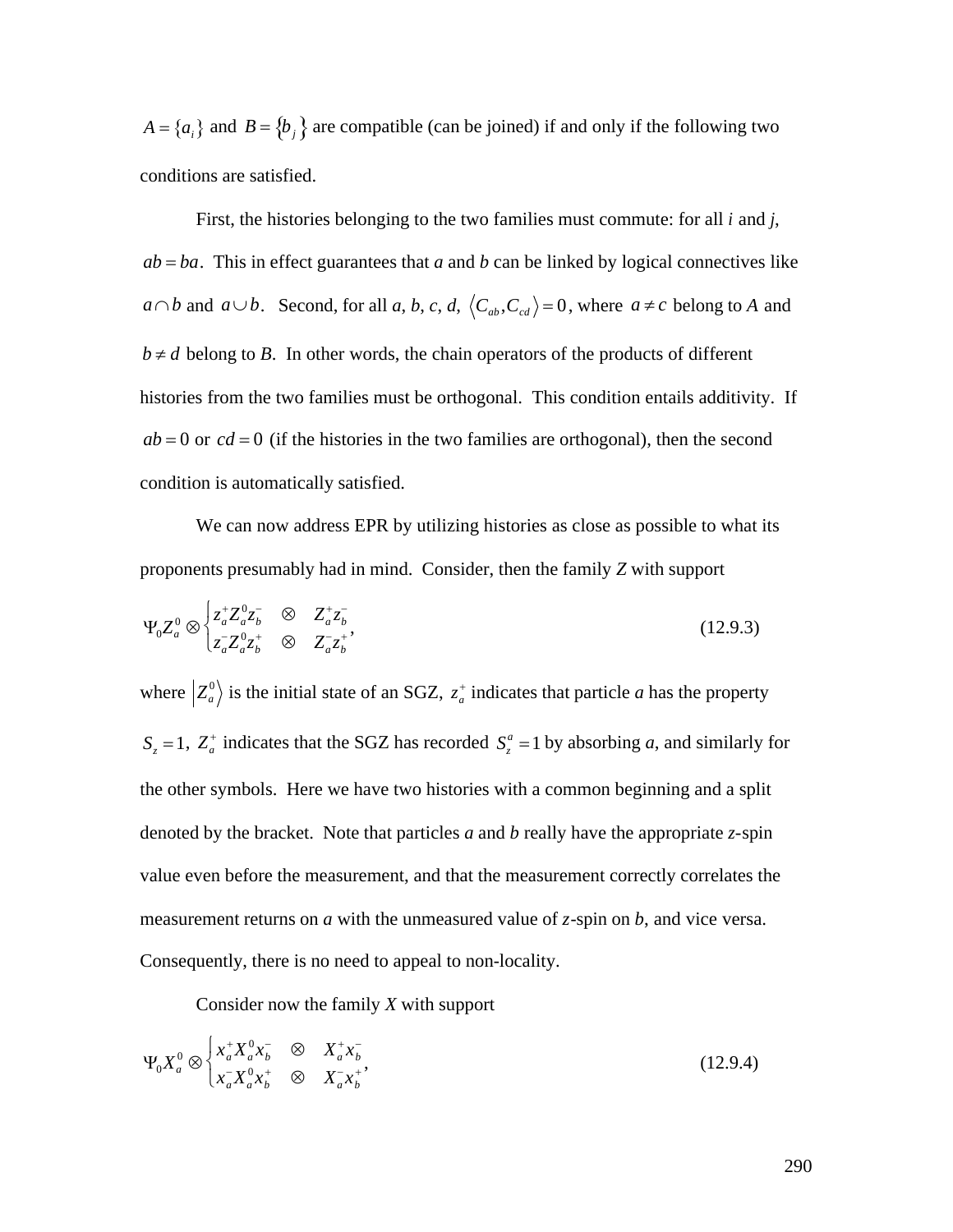$A = \{a_i\}$ and $B = \{b_j\}$ are compatible (can be joined) if and only if the following two conditions are satisfied.

First, the histories belonging to the two families must commute: for all *i* and *j*, $ab = ba$. This in effect guarantees that *a* and *b* can be linked by logical connectives like $a \cap b$ and $a \cup b$. Second, for all *a*, *b*, *c*, *d*, $\langle C_{ab}, C_{cd} \rangle = 0$, where $a \neq c$ belong to *A* and $b \neq d$ belong to *B*. In other words, the chain operators of the products of different histories from the two families must be orthogonal. This condition entails additivity. If $ab = 0$ or $cd = 0$ (if the histories in the two families are orthogonal), then the second condition is automatically satisfied.

We can now address EPR by utilizing histories as close as possible to what its proponents presumably had in mind. Consider, then the family *Z* with support

$$\Psi_0 Z_a^0 \otimes \begin{cases} z_a^+ Z_a^0 z_b^- & \otimes & Z_a^+ z_b^- \\ z_a^- Z_a^0 z_b^+ & \otimes & Z_a^- z_b^+ \end{cases}, \tag{12.9.3}$$

where $|Z_a^0\rangle$ is the initial state of an SGZ, $z_a^+$ indicates that particle *a* has the property $S_z = 1$, $Z_a^+$ indicates that the SGZ has recorded $S_z^a = 1$ by absorbing *a*, and similarly for the other symbols. Here we have two histories with a common beginning and a split denoted by the bracket. Note that particles *a* and *b* really have the appropriate *z*-spin value even before the measurement, and that the measurement correctly correlates the measurement returns on *a* with the unmeasured value of *z*-spin on *b*, and vice versa. Consequently, there is no need to appeal to non-locality.

Consider now the family *X* with support

$$\Psi_0 X_a^0 \otimes \begin{cases} x_a^+ X_a^0 x_b^- & \otimes & X_a^+ x_b^- \\ x_a^- X_a^0 x_b^+ & \otimes & X_a^- x_b^+ \end{cases}, \tag{12.9.4}$$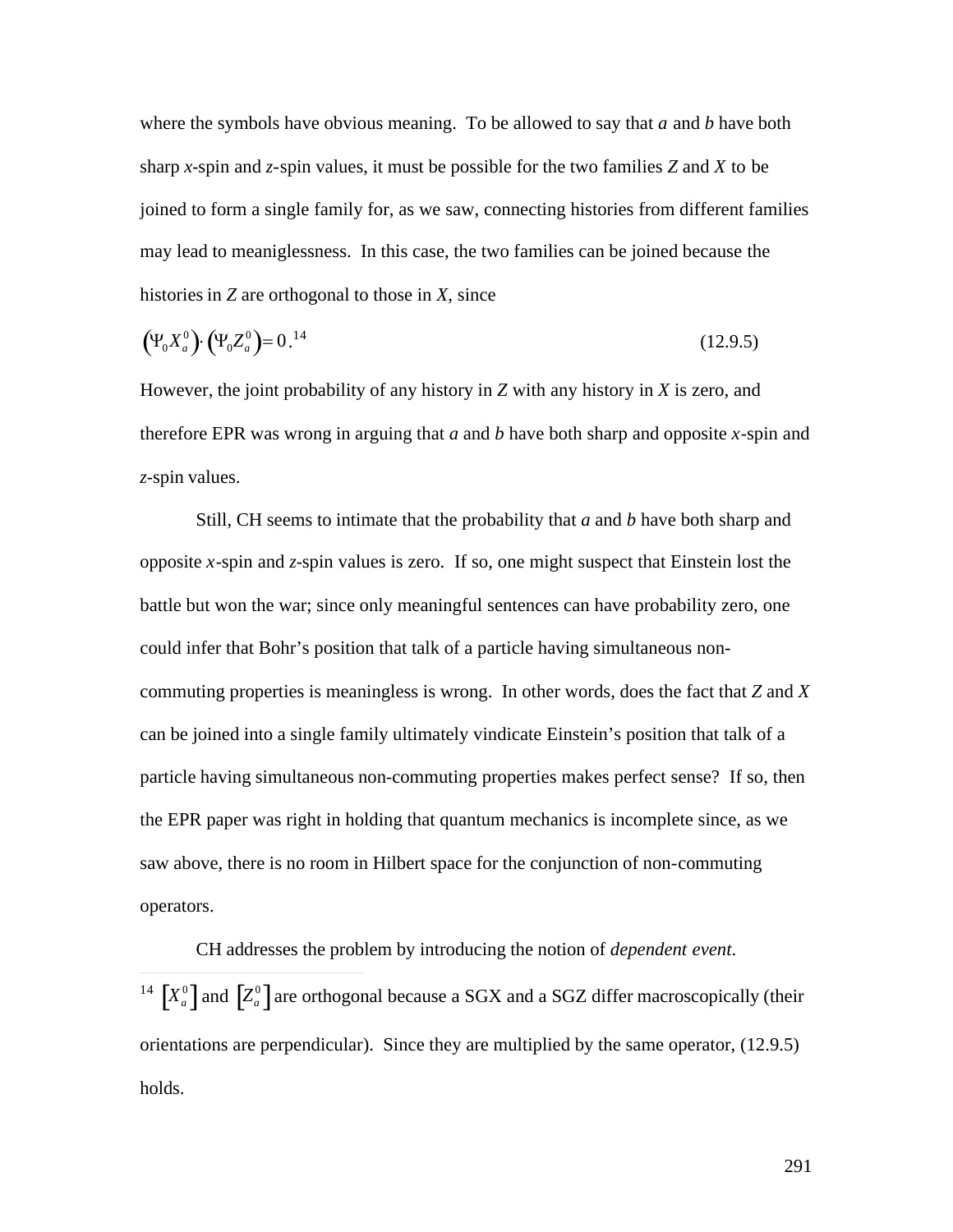where the symbols have obvious meaning. To be allowed to say that *a* and *b* have both sharp *x*-spin and *z*-spin values, it must be possible for the two families *Z* and *X* to be joined to form a single family for, as we saw, connecting histories from different families may lead to meaniglessness. In this case, the two families can be joined because the histories in *Z* are orthogonal to those in *X*, since

$$\left(\Psi_0 X_a^0\right) \cdot \left(\Psi_0 Z_a^0\right) = 0 .\text{[14]} \tag{12.9.5}$$

However, the joint probability of any history in *Z* with any history in *X* is zero, and therefore EPR was wrong in arguing that *a* and *b* have both sharp and opposite *x*-spin and *z*-spin values.

Still, CH seems to intimate that the probability that *a* and *b* have both sharp and opposite *x*-spin and *z*-spin values is zero. If so, one might suspect that Einstein lost the battle but won the war; since only meaningful sentences can have probability zero, one could infer that Bohr's position that talk of a particle having simultaneous non-commuting properties is meaningless is wrong. In other words, does the fact that *Z* and *X* can be joined into a single family ultimately vindicate Einstein's position that talk of a particle having simultaneous non-commuting properties makes perfect sense? If so, then the EPR paper was right in holding that quantum mechanics is incomplete since, as we saw above, there is no room in Hilbert space for the conjunction of non-commuting operators.

CH addresses the problem by introducing the notion of *dependent event*.

---

[14] $\left[X_a^0\right]$ and $\left[Z_a^0\right]$ are orthogonal because a SGX and a SGZ differ macroscopically (their orientations are perpendicular). Since they are multiplied by the same operator, (12.9.5) holds.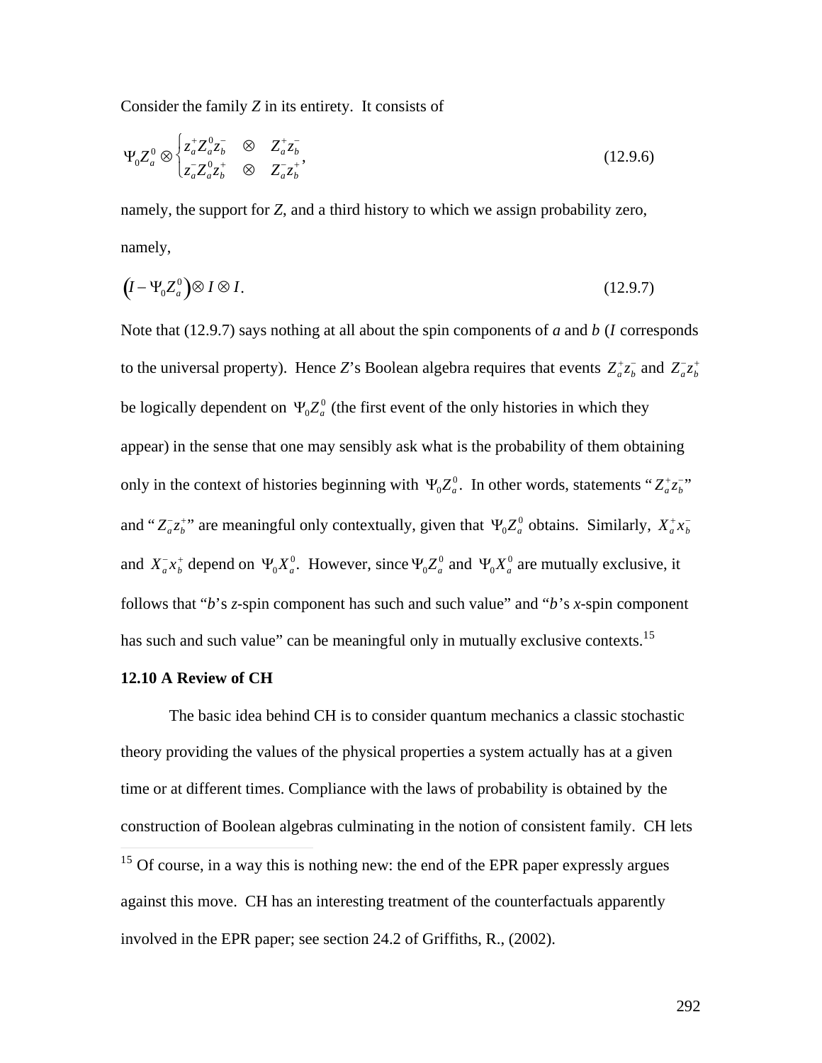Consider the family $Z$ in its entirety. It consists of

$$\Psi_0 Z_a^0 \otimes \begin{cases} z_a^+ Z_a^0 z_b^- & \otimes \quad Z_a^+ z_b^- \\ z_a^- Z_a^0 z_b^+ & \otimes \quad Z_a^- z_b^+ \end{cases}, \tag{12.9.6}$$

namely, the support for $Z$, and a third history to which we assign probability zero, namely,

$$\left(I - \Psi_0 Z_a^0\right) \otimes I \otimes I. \tag{12.9.7}$$

Note that (12.9.7) says nothing at all about the spin components of *a* and *b* (*I* corresponds to the universal property). Hence *Z*'s Boolean algebra requires that events $Z_a^+ z_b^-$ and $Z_a^- z_b^+$ be logically dependent on $\Psi_0 Z_a^0$ (the first event of the only histories in which they appear) in the sense that one may sensibly ask what is the probability of them obtaining only in the context of histories beginning with $\Psi_0 Z_a^0$. In other words, statements "$Z_a^+ z_b^-$" and "$Z_a^- z_b^+$" are meaningful only contextually, given that $\Psi_0 Z_a^0$ obtains. Similarly, $X_a^+ x_b^-$ and $X_a^- x_b^+$ depend on $\Psi_0 X_a^0$. However, since $\Psi_0 Z_a^0$ and $\Psi_0 X_a^0$ are mutually exclusive, it follows that "*b*'s *z*-spin component has such and such value" and "*b*'s *x*-spin component has such and such value" can be meaningful only in mutually exclusive contexts.[15]

## 12.10 A Review of CH

The basic idea behind CH is to consider quantum mechanics a classic stochastic theory providing the values of the physical properties a system actually has at a given time or at different times. Compliance with the laws of probability is obtained by the construction of Boolean algebras culminating in the notion of consistent family. CH lets

[15] Of course, in a way this is nothing new: the end of the EPR paper expressly argues against this move. CH has an interesting treatment of the counterfactuals apparently involved in the EPR paper; see section 24.2 of Griffiths, R., (2002).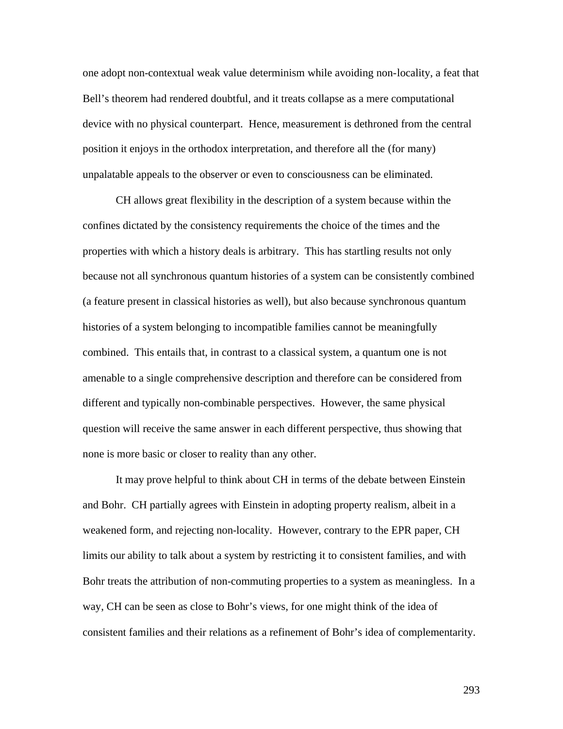one adopt non-contextual weak value determinism while avoiding non-locality, a feat that Bell's theorem had rendered doubtful, and it treats collapse as a mere computational device with no physical counterpart. Hence, measurement is dethroned from the central position it enjoys in the orthodox interpretation, and therefore all the (for many) unpalatable appeals to the observer or even to consciousness can be eliminated.

CH allows great flexibility in the description of a system because within the confines dictated by the consistency requirements the choice of the times and the properties with which a history deals is arbitrary. This has startling results not only because not all synchronous quantum histories of a system can be consistently combined (a feature present in classical histories as well), but also because synchronous quantum histories of a system belonging to incompatible families cannot be meaningfully combined. This entails that, in contrast to a classical system, a quantum one is not amenable to a single comprehensive description and therefore can be considered from different and typically non-combinable perspectives. However, the same physical question will receive the same answer in each different perspective, thus showing that none is more basic or closer to reality than any other.

It may prove helpful to think about CH in terms of the debate between Einstein and Bohr. CH partially agrees with Einstein in adopting property realism, albeit in a weakened form, and rejecting non-locality. However, contrary to the EPR paper, CH limits our ability to talk about a system by restricting it to consistent families, and with Bohr treats the attribution of non-commuting properties to a system as meaningless. In a way, CH can be seen as close to Bohr's views, for one might think of the idea of consistent families and their relations as a refinement of Bohr's idea of complementarity.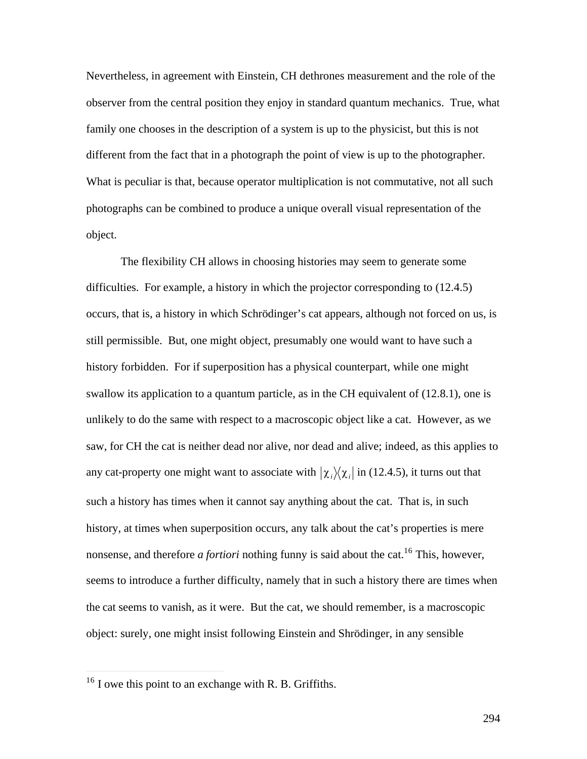Nevertheless, in agreement with Einstein, CH dethrones measurement and the role of the observer from the central position they enjoy in standard quantum mechanics. True, what family one chooses in the description of a system is up to the physicist, but this is not different from the fact that in a photograph the point of view is up to the photographer. What is peculiar is that, because operator multiplication is not commutative, not all such photographs can be combined to produce a unique overall visual representation of the object.

The flexibility CH allows in choosing histories may seem to generate some difficulties. For example, a history in which the projector corresponding to (12.4.5) occurs, that is, a history in which Schrödinger's cat appears, although not forced on us, is still permissible. But, one might object, presumably one would want to have such a history forbidden. For if superposition has a physical counterpart, while one might swallow its application to a quantum particle, as in the CH equivalent of (12.8.1), one is unlikely to do the same with respect to a macroscopic object like a cat. However, as we saw, for CH the cat is neither dead nor alive, nor dead and alive; indeed, as this applies to any cat-property one might want to associate with $|\chi_i\rangle\langle\chi_i|$ in (12.4.5), it turns out that such a history has times when it cannot say anything about the cat. That is, in such history, at times when superposition occurs, any talk about the cat's properties is mere nonsense, and therefore *a fortiori* nothing funny is said about the cat.[16] This, however, seems to introduce a further difficulty, namely that in such a history there are times when the cat seems to vanish, as it were. But the cat, we should remember, is a macroscopic object: surely, one might insist following Einstein and Shrödinger, in any sensible

[16] I owe this point to an exchange with R. B. Griffiths.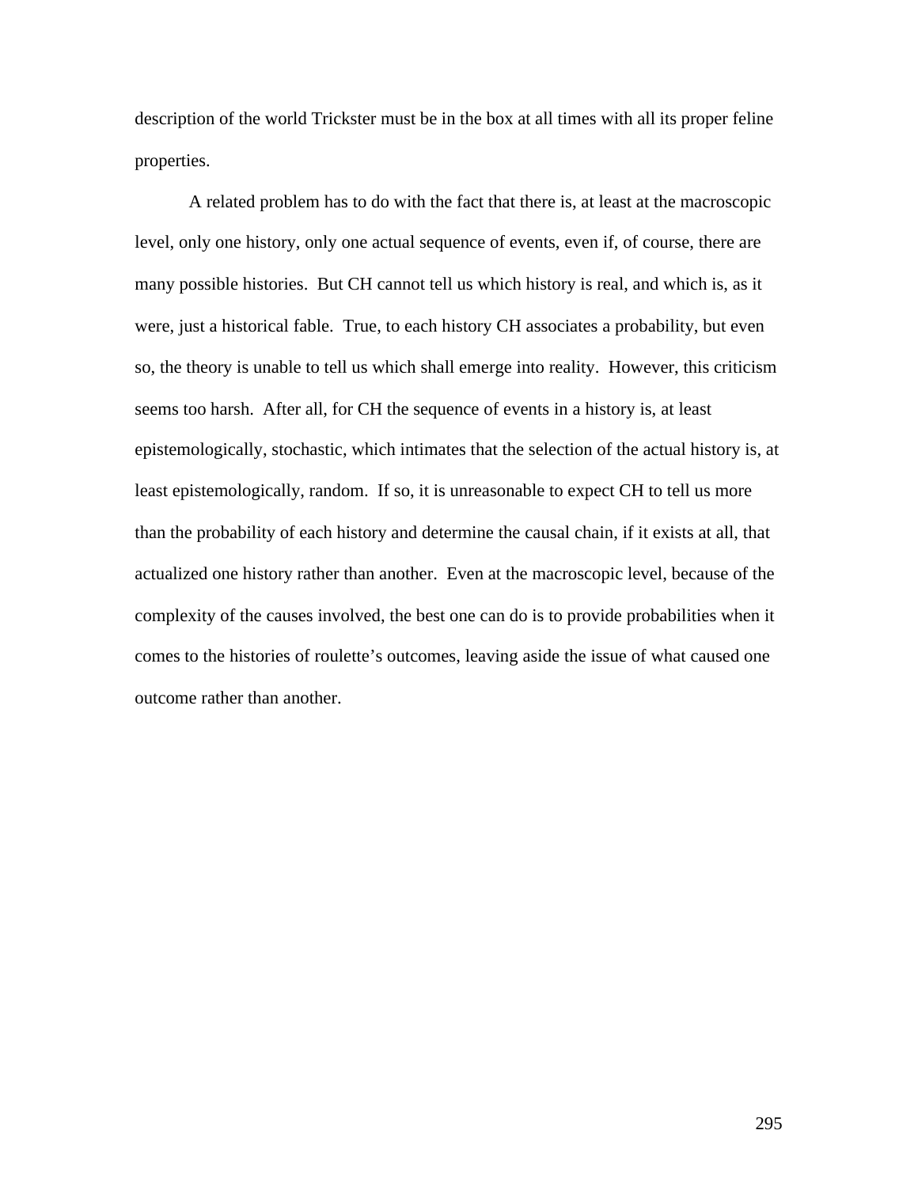description of the world Trickster must be in the box at all times with all its proper feline properties.

A related problem has to do with the fact that there is, at least at the macroscopic level, only one history, only one actual sequence of events, even if, of course, there are many possible histories. But CH cannot tell us which history is real, and which is, as it were, just a historical fable. True, to each history CH associates a probability, but even so, the theory is unable to tell us which shall emerge into reality. However, this criticism seems too harsh. After all, for CH the sequence of events in a history is, at least epistemologically, stochastic, which intimates that the selection of the actual history is, at least epistemologically, random. If so, it is unreasonable to expect CH to tell us more than the probability of each history and determine the causal chain, if it exists at all, that actualized one history rather than another. Even at the macroscopic level, because of the complexity of the causes involved, the best one can do is to provide probabilities when it comes to the histories of roulette's outcomes, leaving aside the issue of what caused one outcome rather than another.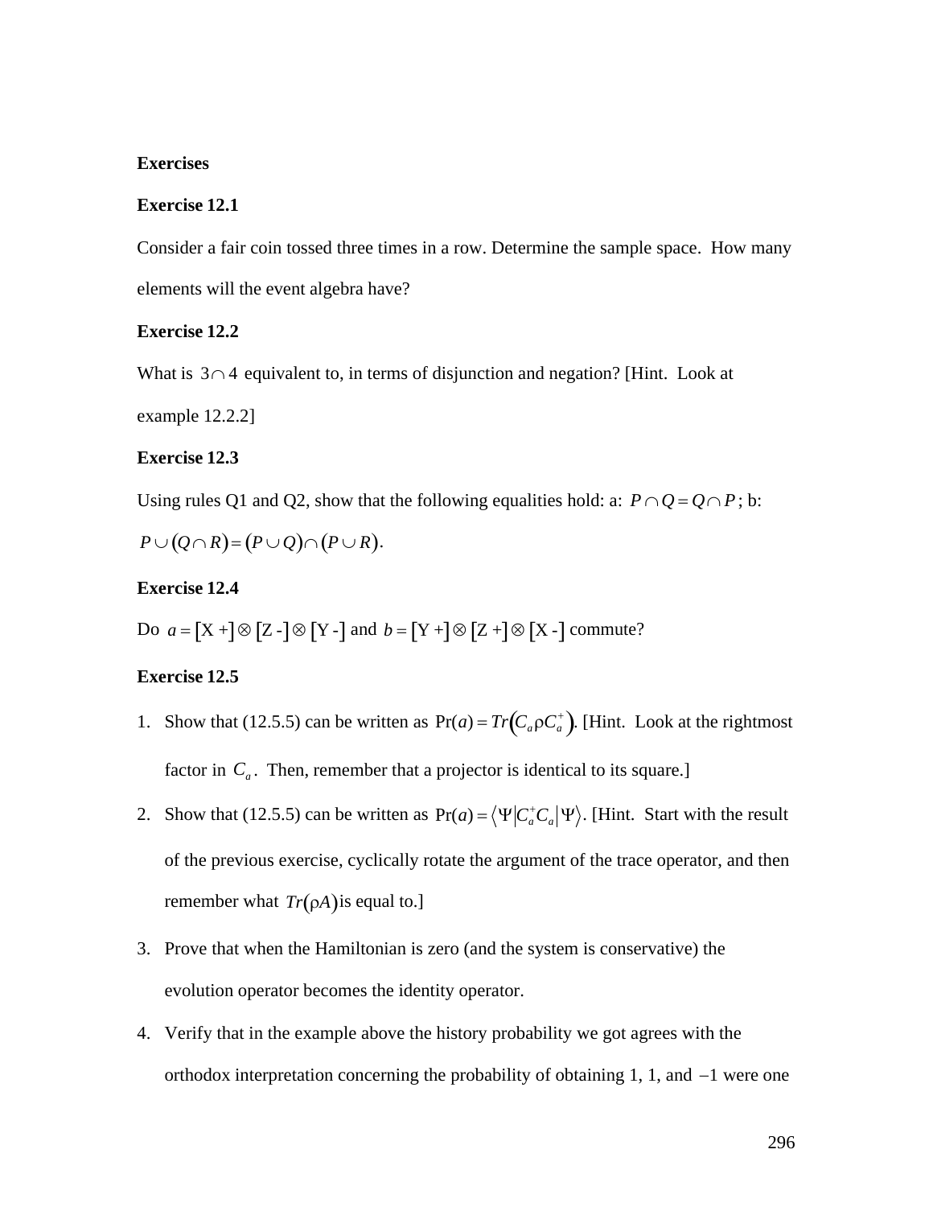**Exercises**

**Exercise 12.1**

Consider a fair coin tossed three times in a row. Determine the sample space. How many elements will the event algebra have?

**Exercise 12.2**

What is $3 \cap 4$ equivalent to, in terms of disjunction and negation? [Hint. Look at example 12.2.2]

**Exercise 12.3**

Using rules Q1 and Q2, show that the following equalities hold: a: $P \cap Q = Q \cap P$; b: $P \cup (Q \cap R) = (P \cup Q) \cap (P \cup R)$.

**Exercise 12.4**

Do $a = [\text{X +}] \otimes [\text{Z -}] \otimes [\text{Y -}]$ and $b = [\text{Y +}] \otimes [\text{Z +}] \otimes [\text{X -}]$ commute?

**Exercise 12.5**

1. Show that (12.5.5) can be written as $\Pr(a) = Tr\left(C_a \rho C_a^+\right)$. [Hint. Look at the rightmost factor in $C_a$. Then, remember that a projector is identical to its square.]
2. Show that (12.5.5) can be written as $\Pr(a) = \left\langle \Psi \middle| C_a^+ C_a \middle| \Psi \right\rangle$. [Hint. Start with the result of the previous exercise, cyclically rotate the argument of the trace operator, and then remember what $Tr(\rho A)$ is equal to.]
3. Prove that when the Hamiltonian is zero (and the system is conservative) the evolution operator becomes the identity operator.
4. Verify that in the example above the history probability we got agrees with the orthodox interpretation concerning the probability of obtaining 1, 1, and $-1$ were one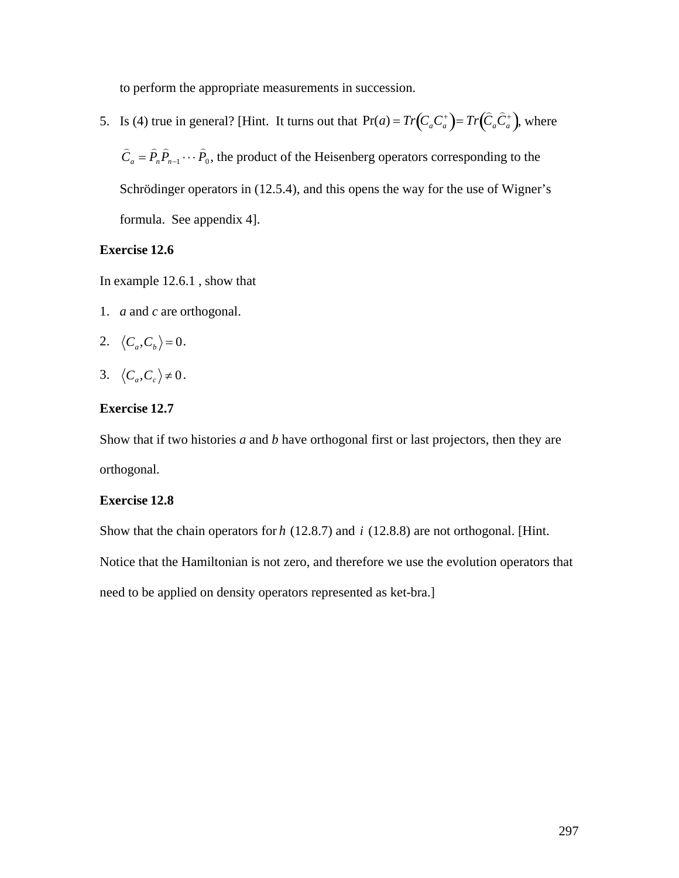to perform the appropriate measurements in succession.

5. Is (4) true in general? [Hint. It turns out that $\Pr(a) = Tr\left(C_a C_a^+\right) = Tr\left(\widehat{C}_a \widehat{C}_a^+\right)$, where $\widehat{C}_a = \widehat{P}_n \widehat{P}_{n-1} \cdots \widehat{P}_0$, the product of the Heisenberg operators corresponding to the Schrödinger operators in (12.5.4), and this opens the way for the use of Wigner's formula. See appendix 4].

**Exercise 12.6**

In example 12.6.1 , show that

1. *a* and *c* are orthogonal.
2. $\langle C_a, C_b \rangle = 0$.
3. $\langle C_a, C_c \rangle \neq 0$.

**Exercise 12.7**

Show that if two histories *a* and *b* have orthogonal first or last projectors, then they are orthogonal.

**Exercise 12.8**

Show that the chain operators for $h$ (12.8.7) and $i$ (12.8.8) are not orthogonal. [Hint. Notice that the Hamiltonian is not zero, and therefore we use the evolution operators that need to be applied on density operators represented as ket-bra.]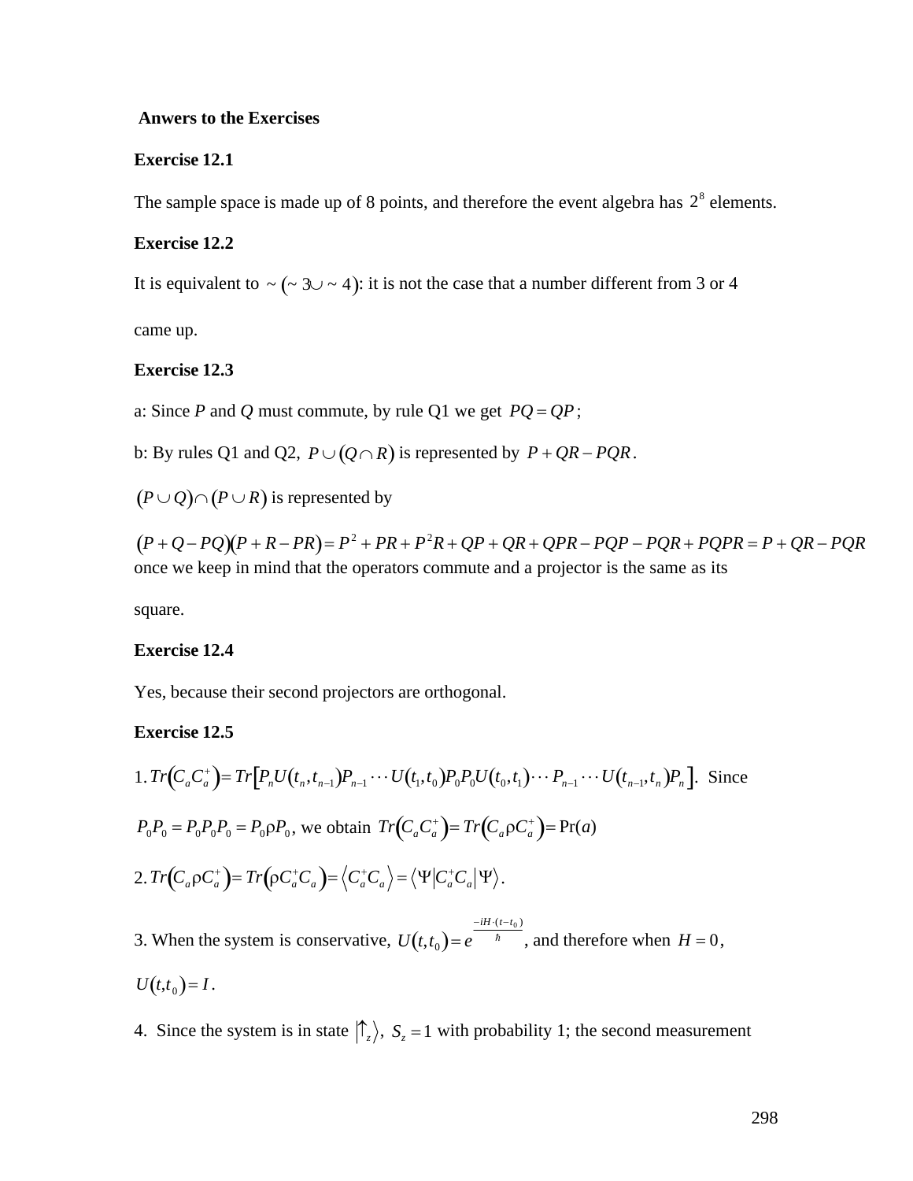**Anwers to the Exercises**

**Exercise 12.1**

The sample space is made up of 8 points, and therefore the event algebra has $2^8$ elements.

**Exercise 12.2**

It is equivalent to $\sim(\sim 3 \cup \sim 4)$: it is not the case that a number different from 3 or 4 came up.

**Exercise 12.3**

a: Since *P* and *Q* must commute, by rule Q1 we get $PQ = QP$;

b: By rules Q1 and Q2, $P \cup (Q \cap R)$ is represented by $P + QR - PQR$.

$(P \cup Q) \cap (P \cup R)$ is represented by

$(P + Q - PQ)(P + R - PR) = P^2 + PR + P^2R + QP + QR + QPR - PQP - PQR + PQPR = P + QR - PQR$ once we keep in mind that the operators commute and a projector is the same as its square.

**Exercise 12.4**

Yes, because their second projectors are orthogonal.

**Exercise 12.5**

1. $Tr(C_a C_a^+) = Tr[P_n U(t_n, t_{n-1}) P_{n-1} \cdots U(t_1, t_0) P_0 P_0 U(t_0, t_1) \cdots P_{n-1} \cdots U(t_{n-1}, t_n) P_n]$. Since $P_0 P_0 = P_0 P_0 P_0 = P_0 \rho P_0$, we obtain $Tr(C_a C_a^+) = Tr(C_a \rho C_a^+) = \Pr(a)$

2. $Tr(C_a \rho C_a^+) = Tr(\rho C_a^+ C_a) = \langle C_a^+ C_a \rangle = \langle \Psi | C_a^+ C_a | \Psi \rangle$.

3. When the system is conservative, $U(t, t_0) = e^{\frac{-iH \cdot (t - t_0)}{\hbar}}$, and therefore when $H = 0$, $U(t, t_0) = I$.

4. Since the system is in state $|\uparrow_z\rangle$, $S_z = 1$ with probability 1; the second measurement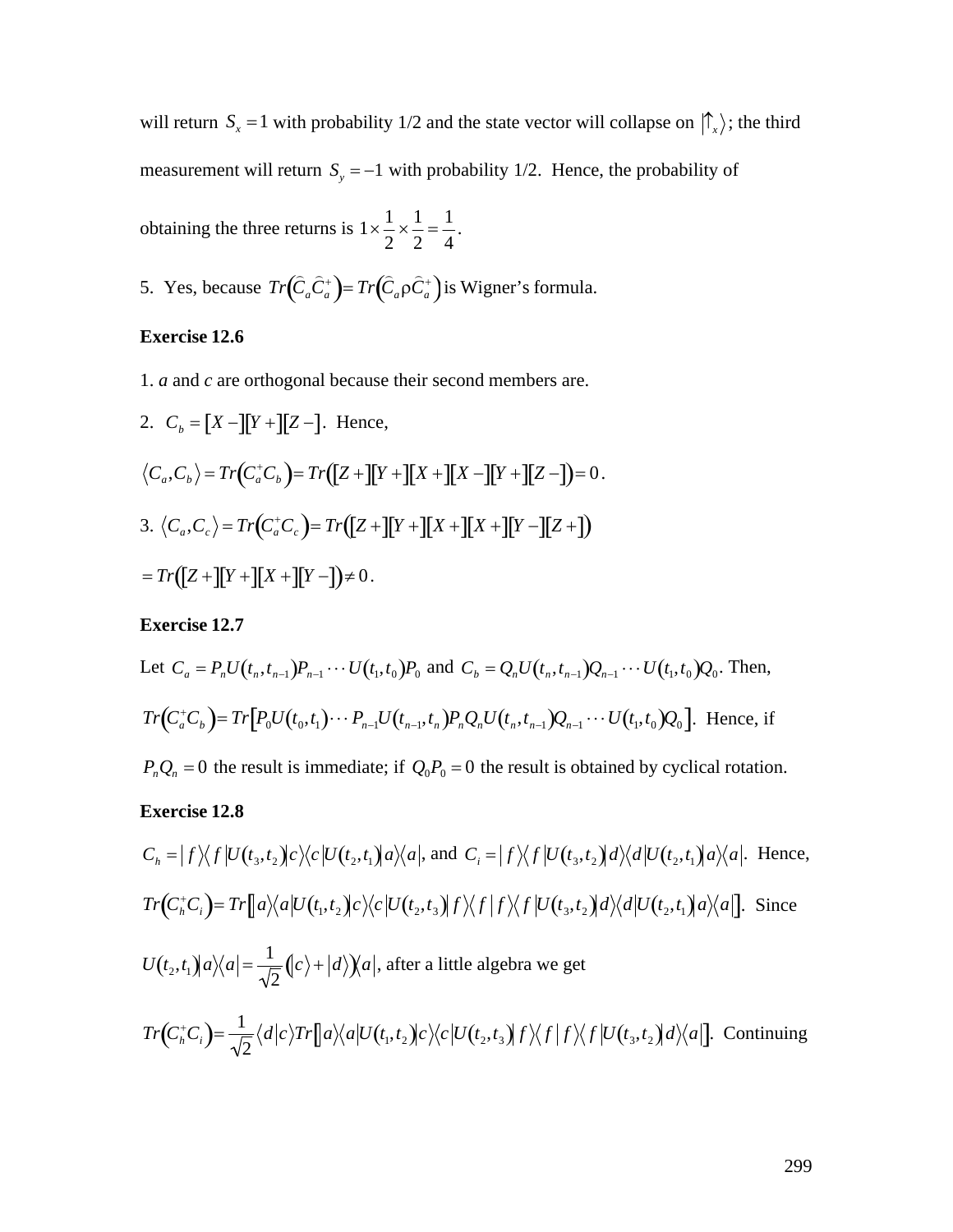will return $S_x = 1$ with probability 1/2 and the state vector will collapse on $|\uparrow_x\rangle$; the third measurement will return $S_y = -1$ with probability 1/2. Hence, the probability of obtaining the three returns is $1 \times \frac{1}{2} \times \frac{1}{2} = \frac{1}{4}$.

5. Yes, because $Tr\left(\widehat{C}_a \widehat{C}_a^+\right) = Tr\left(\widehat{C}_a \rho \widehat{C}_a^+\right)$ is Wigner's formula.

**Exercise 12.6**

1. *a* and *c* are orthogonal because their second members are.

2. $C_b = [X-][Y+][Z-]$. Hence,

$$\langle C_a, C_b \rangle = Tr\left(C_a^+ C_b\right) = Tr\left([Z+][Y+][X+][X-][Y+][Z-]\right) = 0.$$

3. $\langle C_a, C_c \rangle = Tr\left(C_a^+ C_c\right) = Tr\left([Z+][Y+][X+][X+][Y-][Z+]\right)$

$$= Tr\left([Z+][Y+][X+][Y-]\right) \neq 0.$$

**Exercise 12.7**

Let $C_a = P_n U(t_n, t_{n-1}) P_{n-1} \cdots U(t_1, t_0) P_0$ and $C_b = Q_n U(t_n, t_{n-1}) Q_{n-1} \cdots U(t_1, t_0) Q_0$. Then,

$Tr\left(C_a^+ C_b\right) = Tr\left[P_0 U(t_0, t_1) \cdots P_{n-1} U(t_{n-1}, t_n) P_n Q_n U(t_n, t_{n-1}) Q_{n-1} \cdots U(t_1, t_0) Q_0\right]$. Hence, if $P_n Q_n = 0$ the result is immediate; if $Q_0 P_0 = 0$ the result is obtained by cyclical rotation.

**Exercise 12.8**

$C_h = |f\rangle\langle f| U(t_3, t_2) |c\rangle\langle c| U(t_2, t_1) |a\rangle\langle a|$, and $C_i = |f\rangle\langle f| U(t_3, t_2) |d\rangle\langle d| U(t_2, t_1) |a\rangle\langle a|$. Hence,

$Tr\left(C_h^+ C_i\right) = Tr\left[|a\rangle\langle a| U(t_1, t_2) |c\rangle\langle c| U(t_2, t_3) |f\rangle\langle f|f\rangle\langle f| U(t_3, t_2) |d\rangle\langle d| U(t_2, t_1) |a\rangle\langle a|\right]$. Since

$U(t_2, t_1)|a\rangle\langle a| = \frac{1}{\sqrt{2}}\left(|c\rangle + |d\rangle\right)\langle a|$, after a little algebra we get

$Tr\left(C_h^+ C_i\right) = \frac{1}{\sqrt{2}} \langle d|c\rangle Tr\left[|a\rangle\langle a| U(t_1, t_2) |c\rangle\langle c| U(t_2, t_3) |f\rangle\langle f|f\rangle\langle f| U(t_3, t_2) |d\rangle\langle a|\right]$. Continuing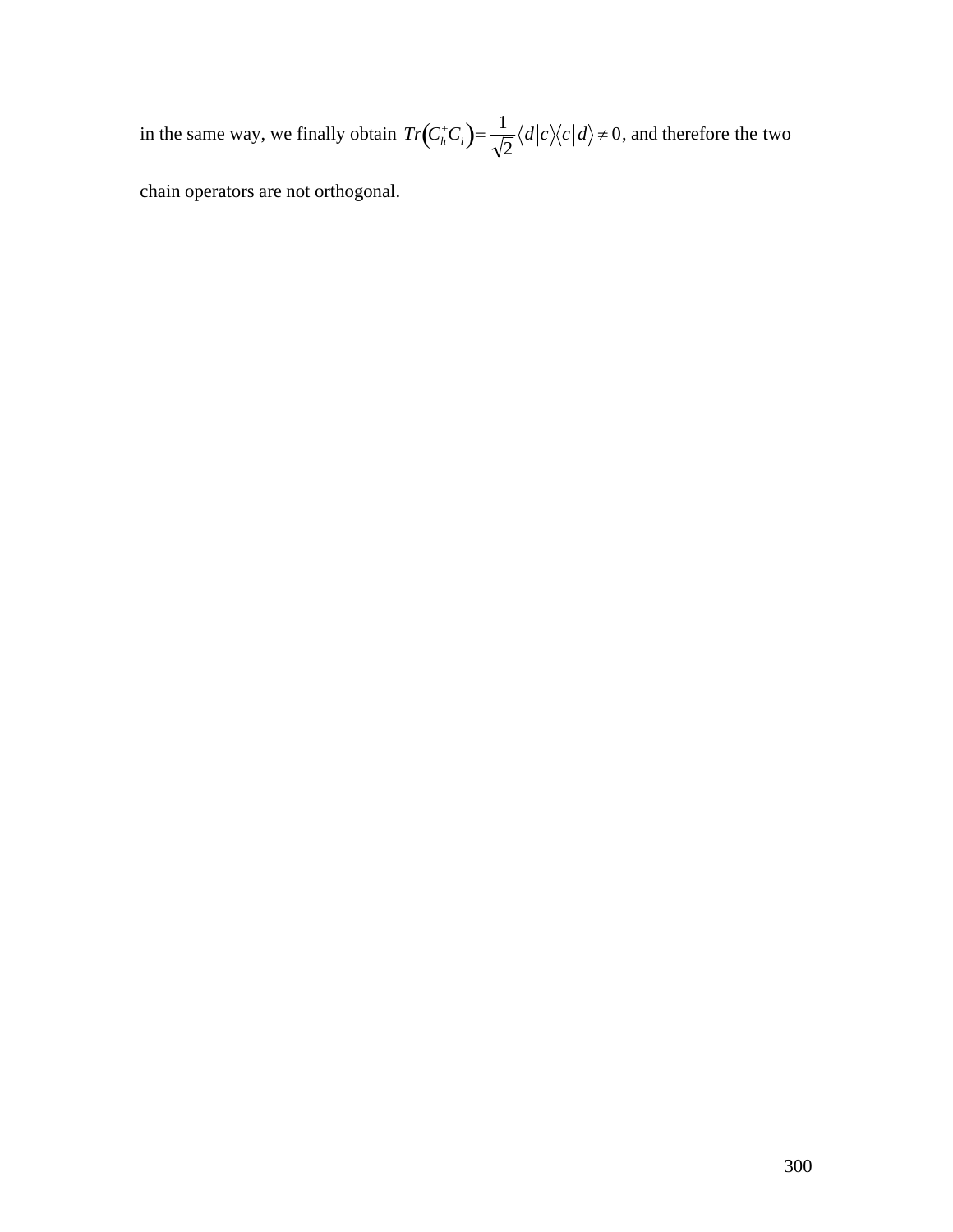in the same way, we finally obtain $Tr\left(C_h^{+}C_i\right)=\frac{1}{\sqrt{2}}\langle d|c\rangle\langle c|d\rangle\neq 0$, and therefore the two chain operators are not orthogonal.